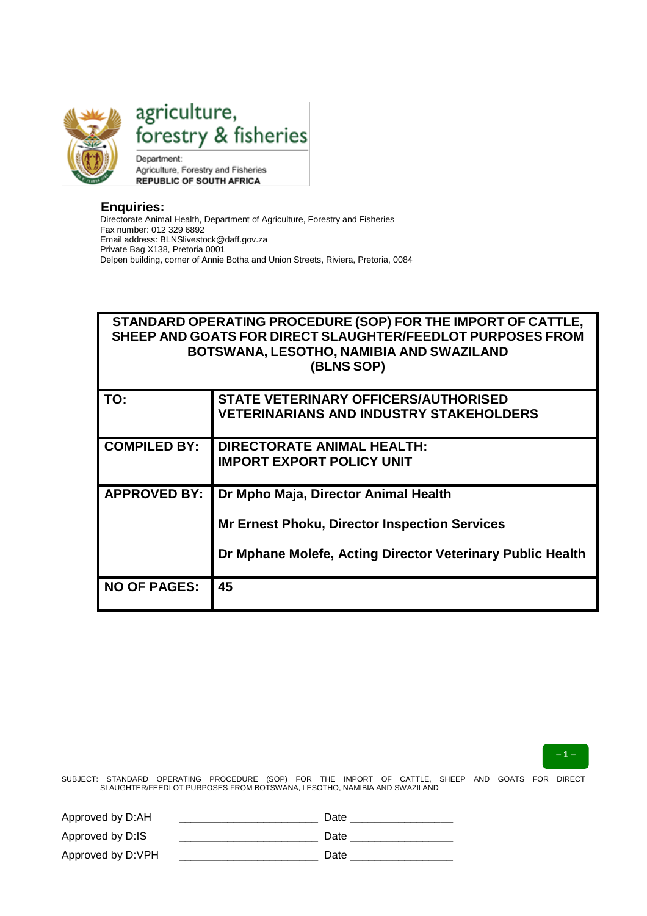agriculture, forestry & fisheries

Department:
Agriculture, Forestry and Fisheries
**REPUBLIC OF SOUTH AFRICA**

**Enquiries:**
Directorate Animal Health, Department of Agriculture, Forestry and Fisheries
Fax number: 012 329 6892
Email address: BLNSlivestock@daff.gov.za
Private Bag X138, Pretoria 0001
Delpen building, corner of Annie Botha and Union Streets, Riviera, Pretoria, 0084

| **STANDARD OPERATING PROCEDURE (SOP) FOR THE IMPORT OF CATTLE, SHEEP AND GOATS FOR DIRECT SLAUGHTER/FEEDLOT PURPOSES FROM BOTSWANA, LESOTHO, NAMIBIA AND SWAZILAND (BLNS SOP)** | |
|---|---|
| **TO:** | **STATE VETERINARY OFFICERS/AUTHORISED VETERINARIANS AND INDUSTRY STAKEHOLDERS** |
| **COMPILED BY:** | **DIRECTORATE ANIMAL HEALTH: IMPORT EXPORT POLICY UNIT** |
| **APPROVED BY:** | **Dr Mpho Maja, Director Animal Health**<br><br>**Mr Ernest Phoku, Director Inspection Services**<br><br>**Dr Mphane Molefe, Acting Director Veterinary Public Health** |
| **NO OF PAGES:** | **45** |

SUBJECT: STANDARD OPERATING PROCEDURE (SOP) FOR THE IMPORT OF CATTLE, SHEEP AND GOATS FOR DIRECT SLAUGHTER/FEEDLOT PURPOSES FROM BOTSWANA, LESOTHO, NAMIBIA AND SWAZILAND

Approved by D:AH _______________________ Date _________________

Approved by D:IS _______________________ Date _________________

Approved by D:VPH _______________________ Date _________________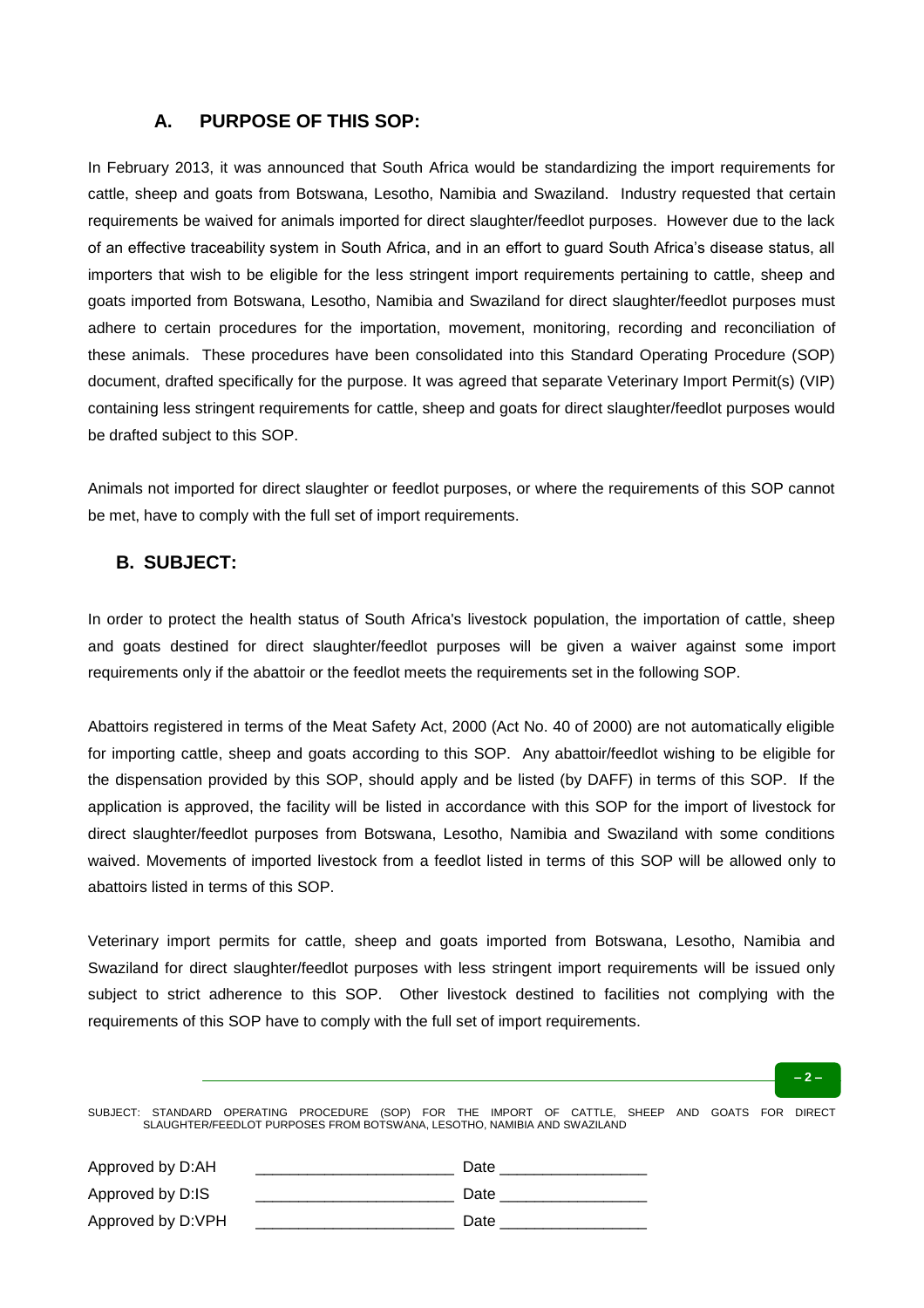## A. PURPOSE OF THIS SOP:

In February 2013, it was announced that South Africa would be standardizing the import requirements for cattle, sheep and goats from Botswana, Lesotho, Namibia and Swaziland. Industry requested that certain requirements be waived for animals imported for direct slaughter/feedlot purposes. However due to the lack of an effective traceability system in South Africa, and in an effort to guard South Africa's disease status, all importers that wish to be eligible for the less stringent import requirements pertaining to cattle, sheep and goats imported from Botswana, Lesotho, Namibia and Swaziland for direct slaughter/feedlot purposes must adhere to certain procedures for the importation, movement, monitoring, recording and reconciliation of these animals. These procedures have been consolidated into this Standard Operating Procedure (SOP) document, drafted specifically for the purpose. It was agreed that separate Veterinary Import Permit(s) (VIP) containing less stringent requirements for cattle, sheep and goats for direct slaughter/feedlot purposes would be drafted subject to this SOP.

Animals not imported for direct slaughter or feedlot purposes, or where the requirements of this SOP cannot be met, have to comply with the full set of import requirements.

## B. SUBJECT:

In order to protect the health status of South Africa's livestock population, the importation of cattle, sheep and goats destined for direct slaughter/feedlot purposes will be given a waiver against some import requirements only if the abattoir or the feedlot meets the requirements set in the following SOP.

Abattoirs registered in terms of the Meat Safety Act, 2000 (Act No. 40 of 2000) are not automatically eligible for importing cattle, sheep and goats according to this SOP. Any abattoir/feedlot wishing to be eligible for the dispensation provided by this SOP, should apply and be listed (by DAFF) in terms of this SOP. If the application is approved, the facility will be listed in accordance with this SOP for the import of livestock for direct slaughter/feedlot purposes from Botswana, Lesotho, Namibia and Swaziland with some conditions waived. Movements of imported livestock from a feedlot listed in terms of this SOP will be allowed only to abattoirs listed in terms of this SOP.

Veterinary import permits for cattle, sheep and goats imported from Botswana, Lesotho, Namibia and Swaziland for direct slaughter/feedlot purposes with less stringent import requirements will be issued only subject to strict adherence to this SOP. Other livestock destined to facilities not complying with the requirements of this SOP have to comply with the full set of import requirements.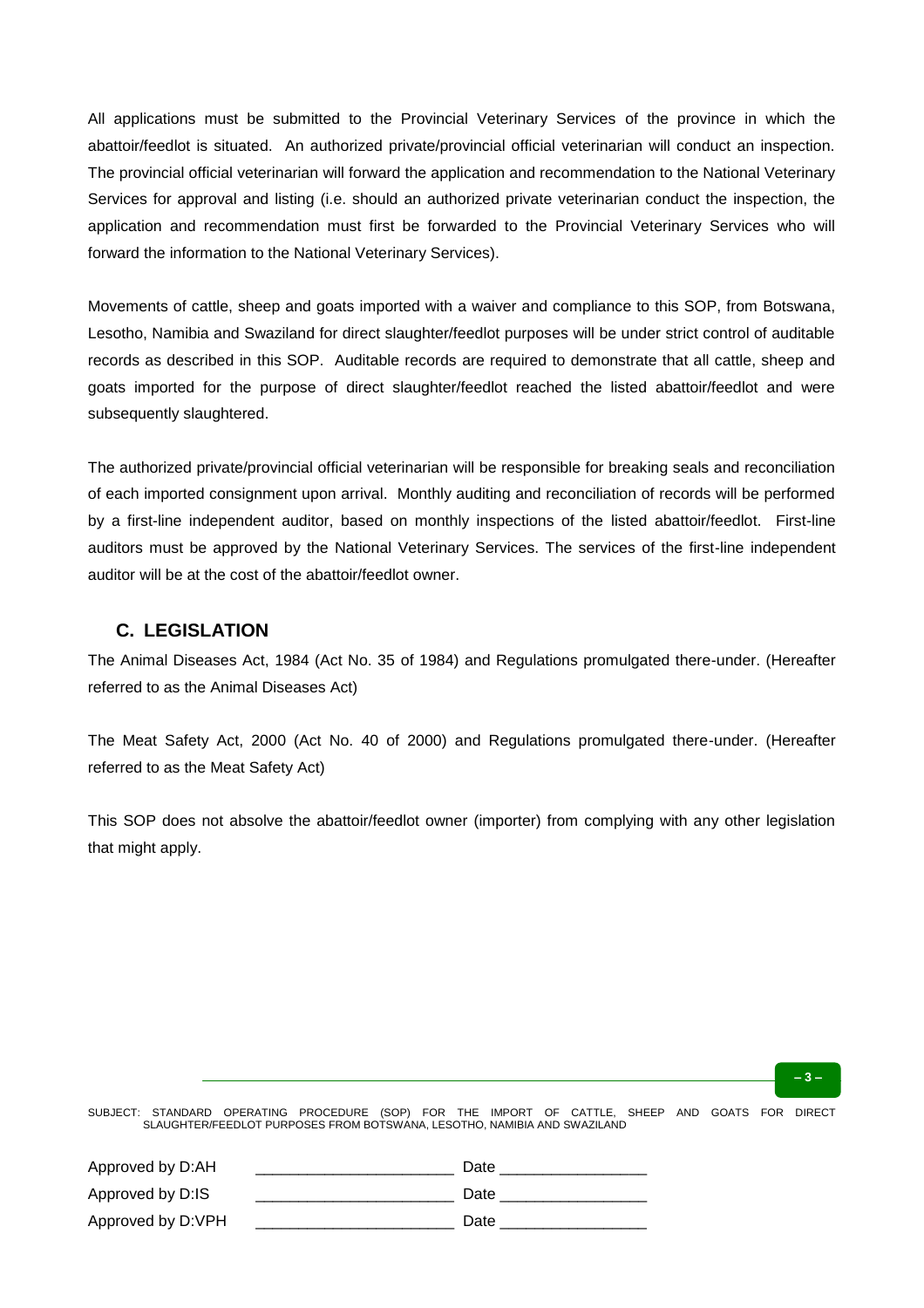All applications must be submitted to the Provincial Veterinary Services of the province in which the abattoir/feedlot is situated. An authorized private/provincial official veterinarian will conduct an inspection. The provincial official veterinarian will forward the application and recommendation to the National Veterinary Services for approval and listing (i.e. should an authorized private veterinarian conduct the inspection, the application and recommendation must first be forwarded to the Provincial Veterinary Services who will forward the information to the National Veterinary Services).

Movements of cattle, sheep and goats imported with a waiver and compliance to this SOP, from Botswana, Lesotho, Namibia and Swaziland for direct slaughter/feedlot purposes will be under strict control of auditable records as described in this SOP. Auditable records are required to demonstrate that all cattle, sheep and goats imported for the purpose of direct slaughter/feedlot reached the listed abattoir/feedlot and were subsequently slaughtered.

The authorized private/provincial official veterinarian will be responsible for breaking seals and reconciliation of each imported consignment upon arrival. Monthly auditing and reconciliation of records will be performed by a first-line independent auditor, based on monthly inspections of the listed abattoir/feedlot. First-line auditors must be approved by the National Veterinary Services. The services of the first-line independent auditor will be at the cost of the abattoir/feedlot owner.

## C. LEGISLATION

The Animal Diseases Act, 1984 (Act No. 35 of 1984) and Regulations promulgated there-under. (Hereafter referred to as the Animal Diseases Act)

The Meat Safety Act, 2000 (Act No. 40 of 2000) and Regulations promulgated there-under. (Hereafter referred to as the Meat Safety Act)

This SOP does not absolve the abattoir/feedlot owner (importer) from complying with any other legislation that might apply.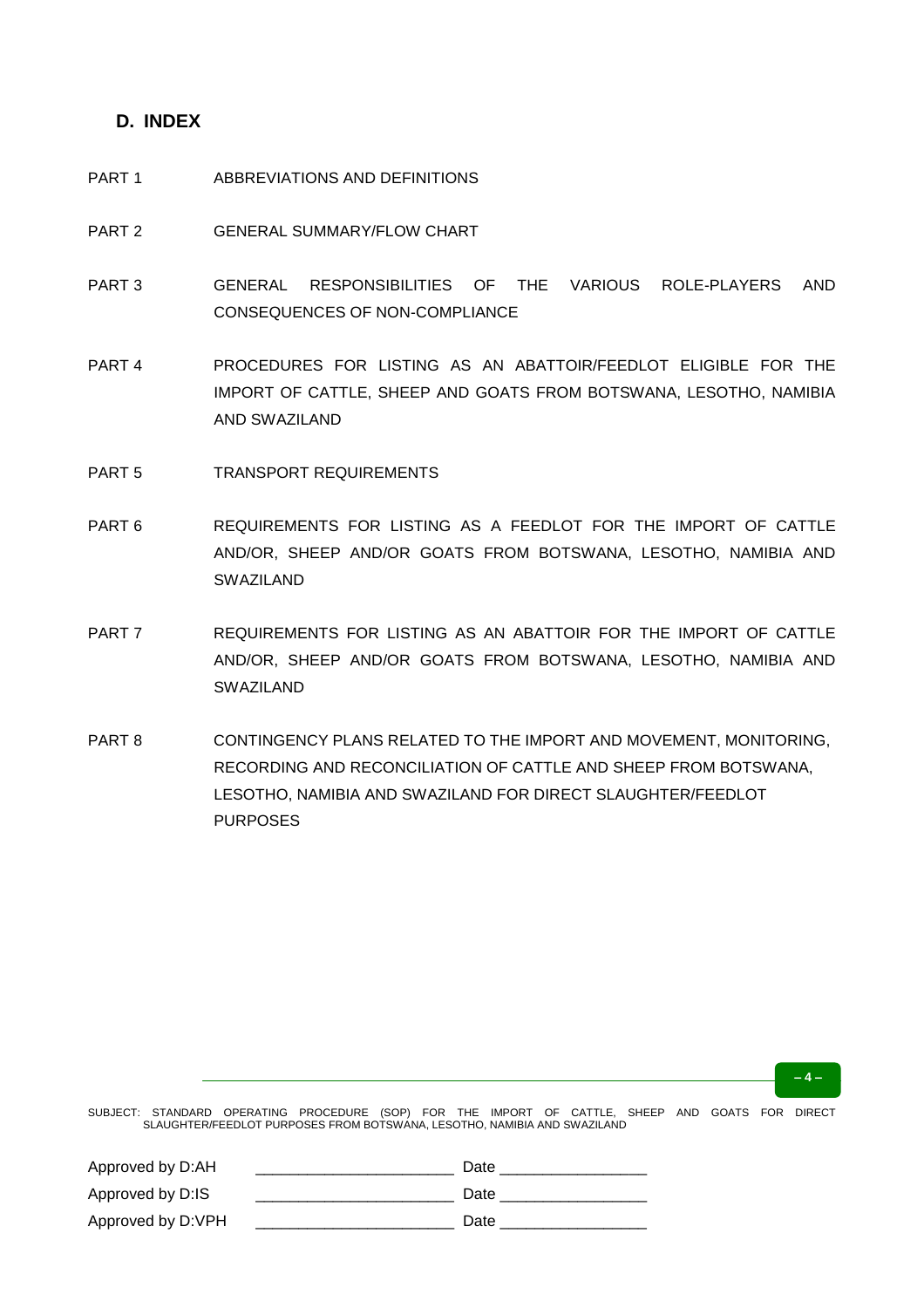## D. INDEX

| | |
|---|---|
| PART 1 | ABBREVIATIONS AND DEFINITIONS |
| PART 2 | GENERAL SUMMARY/FLOW CHART |
| PART 3 | GENERAL RESPONSIBILITIES OF THE VARIOUS ROLE-PLAYERS AND CONSEQUENCES OF NON-COMPLIANCE |
| PART 4 | PROCEDURES FOR LISTING AS AN ABATTOIR/FEEDLOT ELIGIBLE FOR THE IMPORT OF CATTLE, SHEEP AND GOATS FROM BOTSWANA, LESOTHO, NAMIBIA AND SWAZILAND |
| PART 5 | TRANSPORT REQUIREMENTS |
| PART 6 | REQUIREMENTS FOR LISTING AS A FEEDLOT FOR THE IMPORT OF CATTLE AND/OR, SHEEP AND/OR GOATS FROM BOTSWANA, LESOTHO, NAMIBIA AND SWAZILAND |
| PART 7 | REQUIREMENTS FOR LISTING AS AN ABATTOIR FOR THE IMPORT OF CATTLE AND/OR, SHEEP AND/OR GOATS FROM BOTSWANA, LESOTHO, NAMIBIA AND SWAZILAND |
| PART 8 | CONTINGENCY PLANS RELATED TO THE IMPORT AND MOVEMENT, MONITORING, RECORDING AND RECONCILIATION OF CATTLE AND SHEEP FROM BOTSWANA, LESOTHO, NAMIBIA AND SWAZILAND FOR DIRECT SLAUGHTER/FEEDLOT PURPOSES |

SUBJECT: STANDARD OPERATING PROCEDURE (SOP) FOR THE IMPORT OF CATTLE, SHEEP AND GOATS FOR DIRECT SLAUGHTER/FEEDLOT PURPOSES FROM BOTSWANA, LESOTHO, NAMIBIA AND SWAZILAND

Approved by D:AH _______________________ Date _________________

Approved by D:IS _______________________ Date _________________

Approved by D:VPH _______________________ Date _________________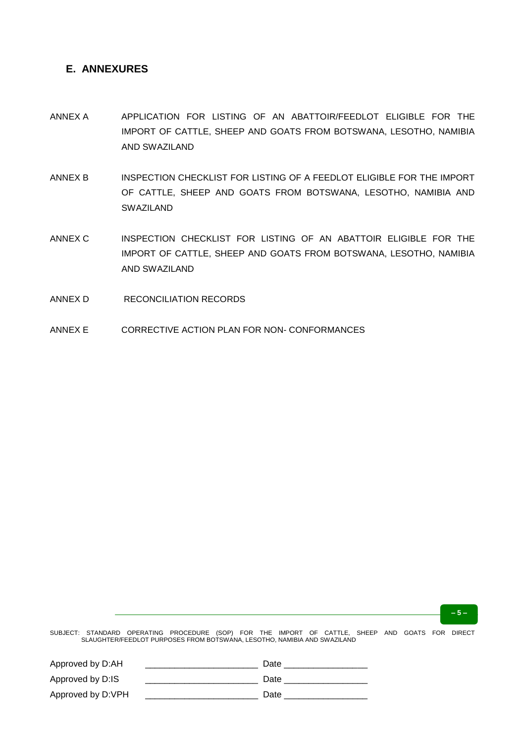## E. ANNEXURES

| | |
|---|---|
| ANNEX A | APPLICATION FOR LISTING OF AN ABATTOIR/FEEDLOT ELIGIBLE FOR THE IMPORT OF CATTLE, SHEEP AND GOATS FROM BOTSWANA, LESOTHO, NAMIBIA AND SWAZILAND |
| ANNEX B | INSPECTION CHECKLIST FOR LISTING OF A FEEDLOT ELIGIBLE FOR THE IMPORT OF CATTLE, SHEEP AND GOATS FROM BOTSWANA, LESOTHO, NAMIBIA AND SWAZILAND |
| ANNEX C | INSPECTION CHECKLIST FOR LISTING OF AN ABATTOIR ELIGIBLE FOR THE IMPORT OF CATTLE, SHEEP AND GOATS FROM BOTSWANA, LESOTHO, NAMIBIA AND SWAZILAND |
| ANNEX D | RECONCILIATION RECORDS |
| ANNEX E | CORRECTIVE ACTION PLAN FOR NON- CONFORMANCES |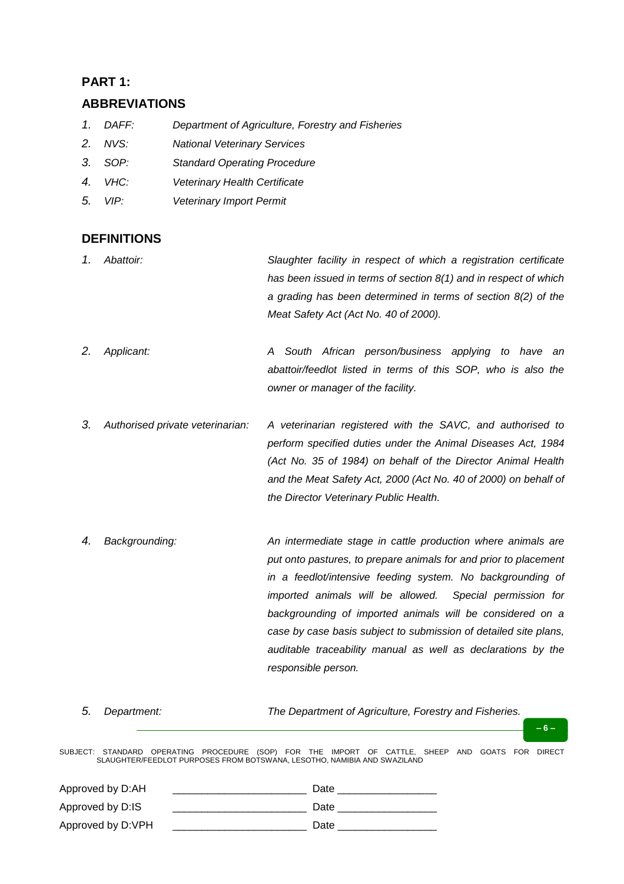## PART 1:

## ABBREVIATIONS

1. *DAFF:* *Department of Agriculture, Forestry and Fisheries*
2. *NVS:* *National Veterinary Services*
3. *SOP:* *Standard Operating Procedure*
4. *VHC:* *Veterinary Health Certificate*
5. *VIP:* *Veterinary Import Permit*

## DEFINITIONS

1. *Abattoir:* *Slaughter facility in respect of which a registration certificate has been issued in terms of section 8(1) and in respect of which a grading has been determined in terms of section 8(2) of the Meat Safety Act (Act No. 40 of 2000).*

2. *Applicant:* *A South African person/business applying to have an abattoir/feedlot listed in terms of this SOP, who is also the owner or manager of the facility.*

3. *Authorised private veterinarian:* *A veterinarian registered with the SAVC, and authorised to perform specified duties under the Animal Diseases Act, 1984 (Act No. 35 of 1984) on behalf of the Director Animal Health and the Meat Safety Act, 2000 (Act No. 40 of 2000) on behalf of the Director Veterinary Public Health.*

4. *Backgrounding:* *An intermediate stage in cattle production where animals are put onto pastures, to prepare animals for and prior to placement in a feedlot/intensive feeding system. No backgrounding of imported animals will be allowed. Special permission for backgrounding of imported animals will be considered on a case by case basis subject to submission of detailed site plans, auditable traceability manual as well as declarations by the responsible person.*

5. *Department:* *The Department of Agriculture, Forestry and Fisheries.*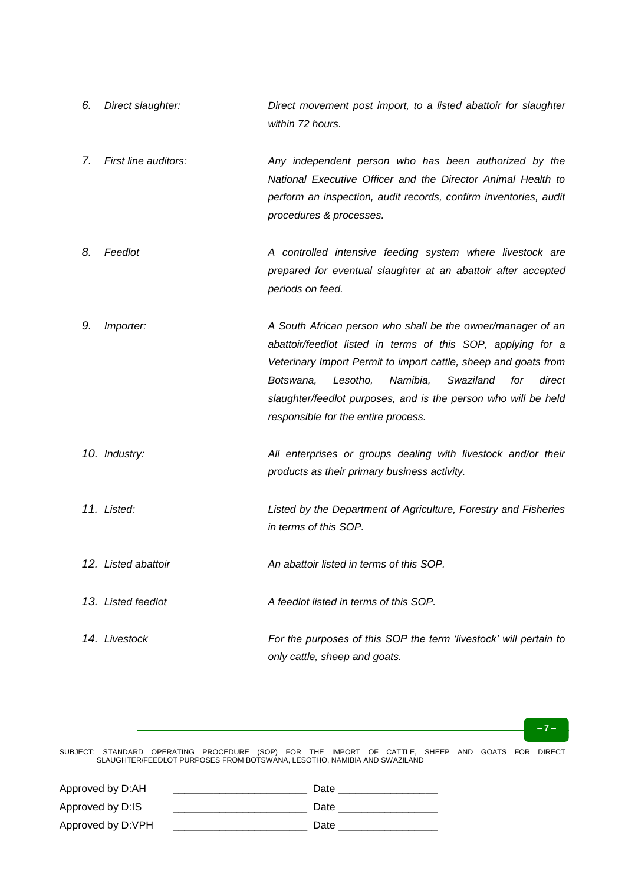6. *Direct slaughter:* *Direct movement post import, to a listed abattoir for slaughter within 72 hours.*

7. *First line auditors:* *Any independent person who has been authorized by the National Executive Officer and the Director Animal Health to perform an inspection, audit records, confirm inventories, audit procedures & processes.*

8. *Feedlot* *A controlled intensive feeding system where livestock are prepared for eventual slaughter at an abattoir after accepted periods on feed.*

9. *Importer:* *A South African person who shall be the owner/manager of an abattoir/feedlot listed in terms of this SOP, applying for a Veterinary Import Permit to import cattle, sheep and goats from Botswana, Lesotho, Namibia, Swaziland for direct slaughter/feedlot purposes, and is the person who will be held responsible for the entire process.*

10. *Industry:* *All enterprises or groups dealing with livestock and/or their products as their primary business activity.*

11. *Listed:* *Listed by the Department of Agriculture, Forestry and Fisheries in terms of this SOP.*

12. *Listed abattoir* *An abattoir listed in terms of this SOP.*

13. *Listed feedlot* *A feedlot listed in terms of this SOP.*

14. *Livestock* *For the purposes of this SOP the term 'livestock' will pertain to only cattle, sheep and goats.*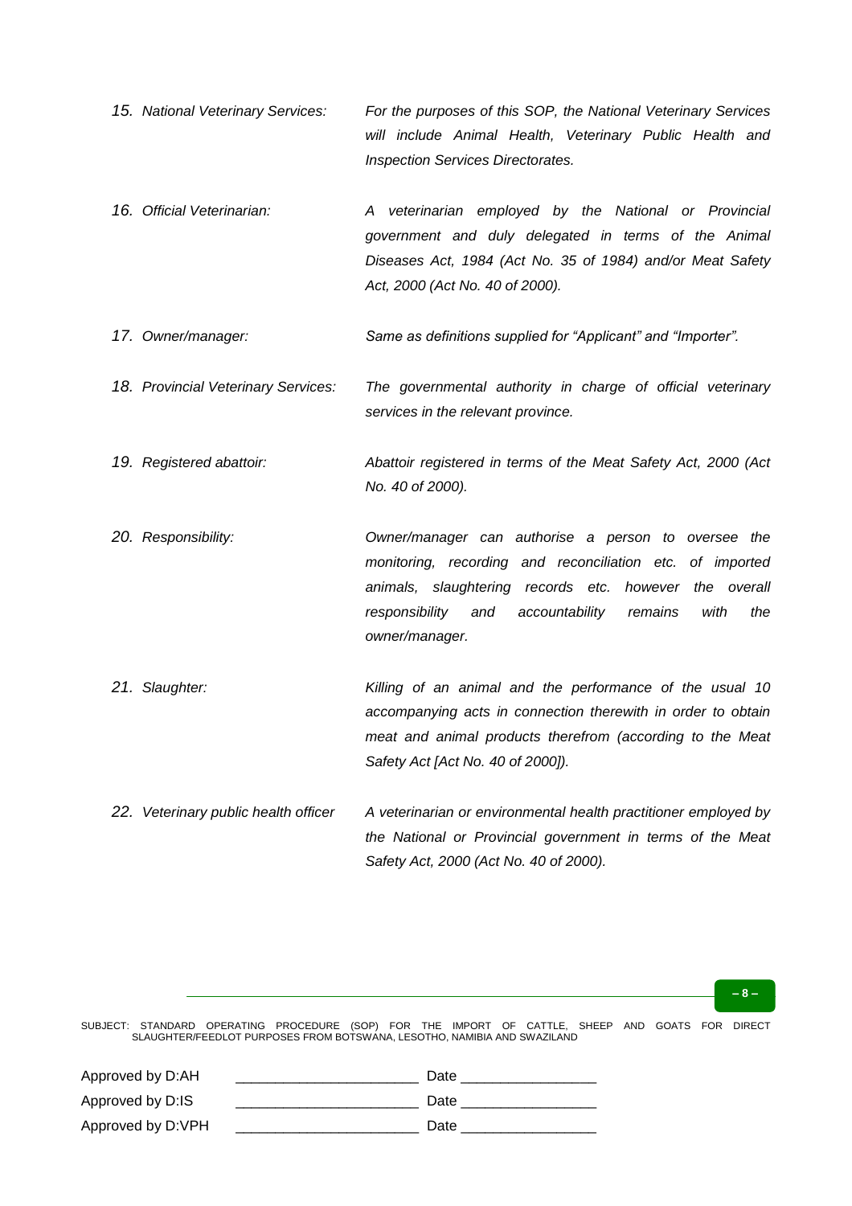15. *National Veterinary Services:* *For the purposes of this SOP, the National Veterinary Services will include Animal Health, Veterinary Public Health and Inspection Services Directorates.*

16. *Official Veterinarian:* *A veterinarian employed by the National or Provincial government and duly delegated in terms of the Animal Diseases Act, 1984 (Act No. 35 of 1984) and/or Meat Safety Act, 2000 (Act No. 40 of 2000).*

17. *Owner/manager:* *Same as definitions supplied for "Applicant" and "Importer".*

18. *Provincial Veterinary Services:* *The governmental authority in charge of official veterinary services in the relevant province.*

19. *Registered abattoir:* *Abattoir registered in terms of the Meat Safety Act, 2000 (Act No. 40 of 2000).*

20. *Responsibility:* *Owner/manager can authorise a person to oversee the monitoring, recording and reconciliation etc. of imported animals, slaughtering records etc. however the overall responsibility and accountability remains with the owner/manager.*

21. *Slaughter:* *Killing of an animal and the performance of the usual 10 accompanying acts in connection therewith in order to obtain meat and animal products therefrom (according to the Meat Safety Act [Act No. 40 of 2000]).*

22. *Veterinary public health officer* *A veterinarian or environmental health practitioner employed by the National or Provincial government in terms of the Meat Safety Act, 2000 (Act No. 40 of 2000).*

SUBJECT: STANDARD OPERATING PROCEDURE (SOP) FOR THE IMPORT OF CATTLE, SHEEP AND GOATS FOR DIRECT SLAUGHTER/FEEDLOT PURPOSES FROM BOTSWANA, LESOTHO, NAMIBIA AND SWAZILAND

Approved by D:AH \_\_\_\_\_\_\_\_\_\_\_\_\_\_\_\_\_\_\_\_\_\_\_ Date \_\_\_\_\_\_\_\_\_\_\_\_\_\_\_\_\_

Approved by D:IS \_\_\_\_\_\_\_\_\_\_\_\_\_\_\_\_\_\_\_\_\_\_\_ Date \_\_\_\_\_\_\_\_\_\_\_\_\_\_\_\_\_

Approved by D:VPH \_\_\_\_\_\_\_\_\_\_\_\_\_\_\_\_\_\_\_\_\_\_\_ Date \_\_\_\_\_\_\_\_\_\_\_\_\_\_\_\_\_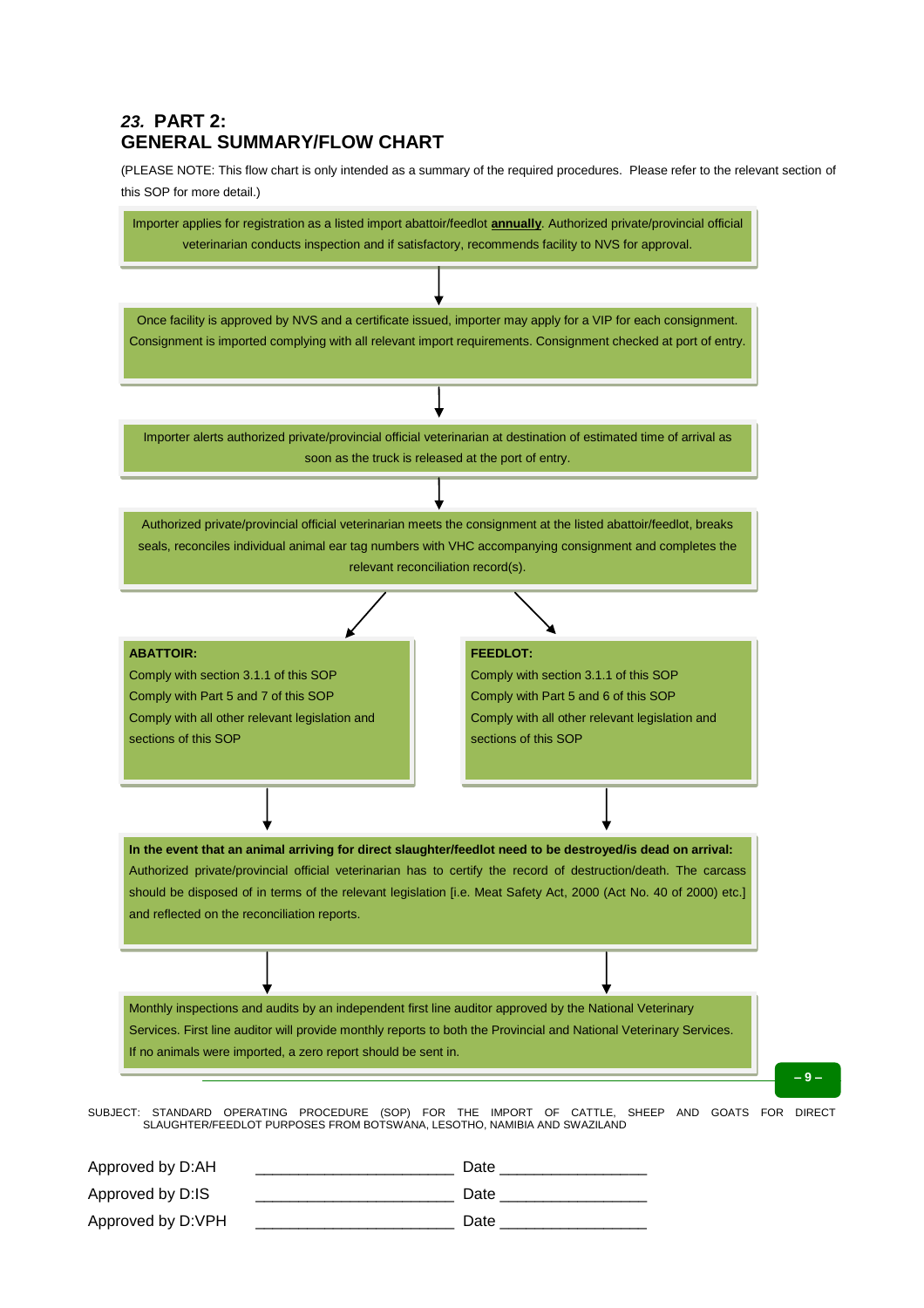## *23.* PART 2:
## GENERAL SUMMARY/FLOW CHART

(PLEASE NOTE: This flow chart is only intended as a summary of the required procedures. Please refer to the relevant section of this SOP for more detail.)

Importer applies for registration as a listed import abattoir/feedlot **annually**. Authorized private/provincial official veterinarian conducts inspection and if satisfactory, recommends facility to NVS for approval.

↓

Once facility is approved by NVS and a certificate issued, importer may apply for a VIP for each consignment. Consignment is imported complying with all relevant import requirements. Consignment checked at port of entry.

↓

Importer alerts authorized private/provincial official veterinarian at destination of estimated time of arrival as soon as the truck is released at the port of entry.

↓

Authorized private/provincial official veterinarian meets the consignment at the listed abattoir/feedlot, breaks seals, reconciles individual animal ear tag numbers with VHC accompanying consignment and completes the relevant reconciliation record(s).

↓

**ABATTOIR:**
Comply with section 3.1.1 of this SOP
Comply with Part 5 and 7 of this SOP
Comply with all other relevant legislation and sections of this SOP

**FEEDLOT:**
Comply with section 3.1.1 of this SOP
Comply with Part 5 and 6 of this SOP
Comply with all other relevant legislation and sections of this SOP

↓

**In the event that an animal arriving for direct slaughter/feedlot need to be destroyed/is dead on arrival:** Authorized private/provincial official veterinarian has to certify the record of destruction/death. The carcass should be disposed of in terms of the relevant legislation [i.e. Meat Safety Act, 2000 (Act No. 40 of 2000) etc.] and reflected on the reconciliation reports.

↓

Monthly inspections and audits by an independent first line auditor approved by the National Veterinary Services. First line auditor will provide monthly reports to both the Provincial and National Veterinary Services. If no animals were imported, a zero report should be sent in.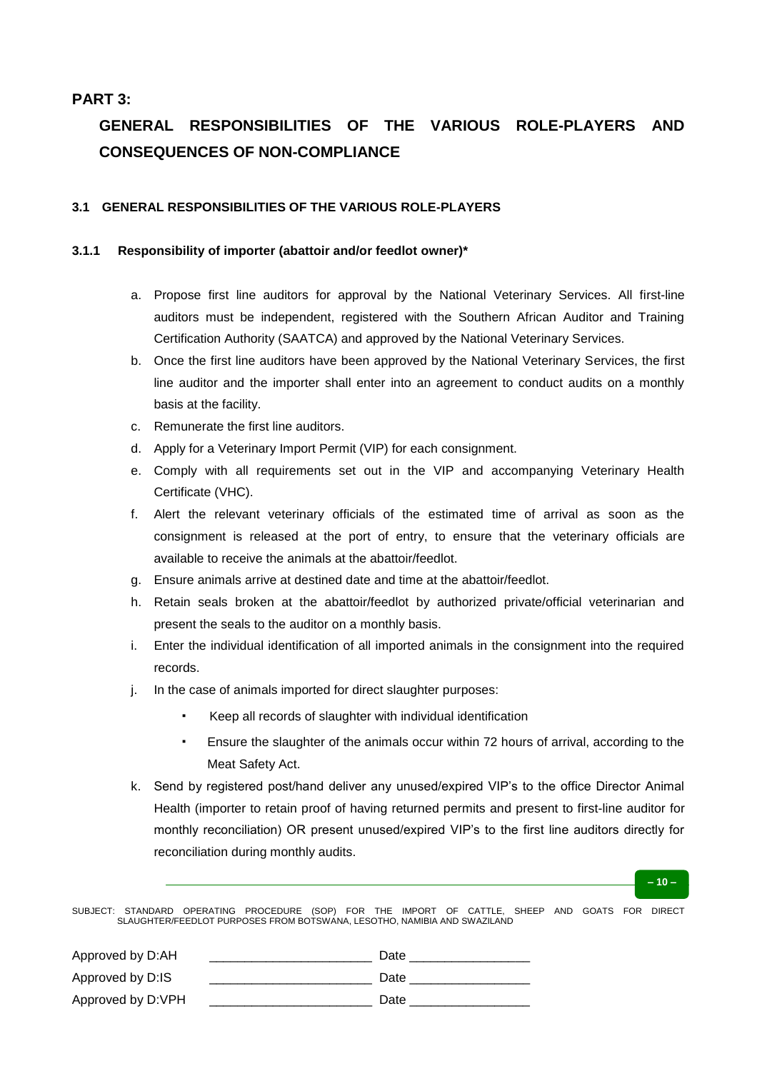# PART 3:

## GENERAL RESPONSIBILITIES OF THE VARIOUS ROLE-PLAYERS AND CONSEQUENCES OF NON-COMPLIANCE

### 3.1 GENERAL RESPONSIBILITIES OF THE VARIOUS ROLE-PLAYERS

#### 3.1.1 Responsibility of importer (abattoir and/or feedlot owner)*

a. Propose first line auditors for approval by the National Veterinary Services. All first-line auditors must be independent, registered with the Southern African Auditor and Training Certification Authority (SAATCA) and approved by the National Veterinary Services.

b. Once the first line auditors have been approved by the National Veterinary Services, the first line auditor and the importer shall enter into an agreement to conduct audits on a monthly basis at the facility.

c. Remunerate the first line auditors.

d. Apply for a Veterinary Import Permit (VIP) for each consignment.

e. Comply with all requirements set out in the VIP and accompanying Veterinary Health Certificate (VHC).

f. Alert the relevant veterinary officials of the estimated time of arrival as soon as the consignment is released at the port of entry, to ensure that the veterinary officials are available to receive the animals at the abattoir/feedlot.

g. Ensure animals arrive at destined date and time at the abattoir/feedlot.

h. Retain seals broken at the abattoir/feedlot by authorized private/official veterinarian and present the seals to the auditor on a monthly basis.

i. Enter the individual identification of all imported animals in the consignment into the required records.

j. In the case of animals imported for direct slaughter purposes:
   - Keep all records of slaughter with individual identification
   - Ensure the slaughter of the animals occur within 72 hours of arrival, according to the Meat Safety Act.

k. Send by registered post/hand deliver any unused/expired VIP's to the office Director Animal Health (importer to retain proof of having returned permits and present to first-line auditor for monthly reconciliation) OR present unused/expired VIP's to the first line auditors directly for reconciliation during monthly audits.

SUBJECT: STANDARD OPERATING PROCEDURE (SOP) FOR THE IMPORT OF CATTLE, SHEEP AND GOATS FOR DIRECT SLAUGHTER/FEEDLOT PURPOSES FROM BOTSWANA, LESOTHO, NAMIBIA AND SWAZILAND

Approved by D:AH \_\_\_\_\_\_\_\_\_\_\_\_\_\_\_\_\_\_\_\_\_\_\_ Date \_\_\_\_\_\_\_\_\_\_\_\_\_\_\_\_\_

Approved by D:IS \_\_\_\_\_\_\_\_\_\_\_\_\_\_\_\_\_\_\_\_\_\_\_ Date \_\_\_\_\_\_\_\_\_\_\_\_\_\_\_\_\_

Approved by D:VPH \_\_\_\_\_\_\_\_\_\_\_\_\_\_\_\_\_\_\_\_\_\_\_ Date \_\_\_\_\_\_\_\_\_\_\_\_\_\_\_\_\_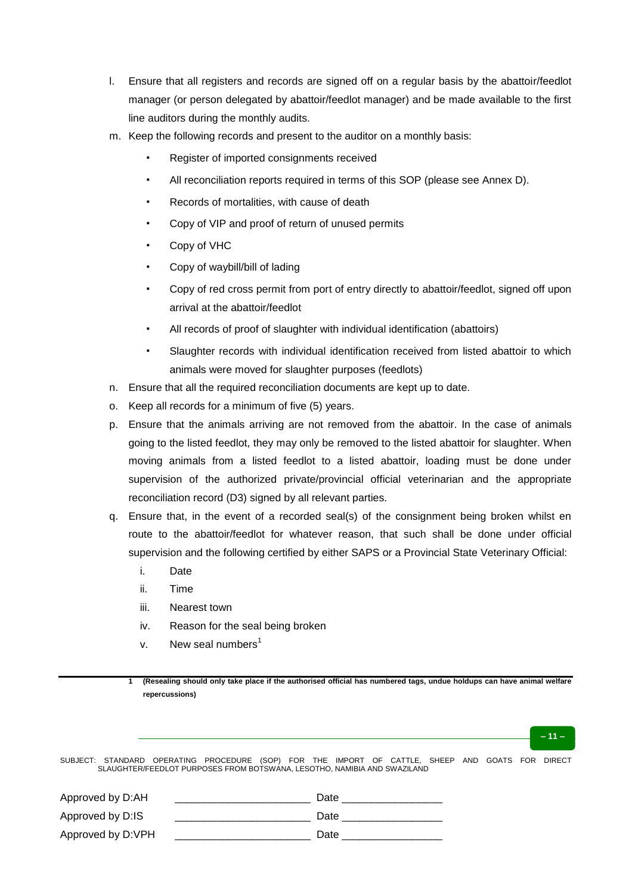l. Ensure that all registers and records are signed off on a regular basis by the abattoir/feedlot manager (or person delegated by abattoir/feedlot manager) and be made available to the first line auditors during the monthly audits.
m. Keep the following records and present to the auditor on a monthly basis:
    - Register of imported consignments received
    - All reconciliation reports required in terms of this SOP (please see Annex D).
    - Records of mortalities, with cause of death
    - Copy of VIP and proof of return of unused permits
    - Copy of VHC
    - Copy of waybill/bill of lading
    - Copy of red cross permit from port of entry directly to abattoir/feedlot, signed off upon arrival at the abattoir/feedlot
    - All records of proof of slaughter with individual identification (abattoirs)
    - Slaughter records with individual identification received from listed abattoir to which animals were moved for slaughter purposes (feedlots)
n. Ensure that all the required reconciliation documents are kept up to date.
o. Keep all records for a minimum of five (5) years.
p. Ensure that the animals arriving are not removed from the abattoir. In the case of animals going to the listed feedlot, they may only be removed to the listed abattoir for slaughter. When moving animals from a listed feedlot to a listed abattoir, loading must be done under supervision of the authorized private/provincial official veterinarian and the appropriate reconciliation record (D3) signed by all relevant parties.
q. Ensure that, in the event of a recorded seal(s) of the consignment being broken whilst en route to the abattoir/feedlot for whatever reason, that such shall be done under official supervision and the following certified by either SAPS or a Provincial State Veterinary Official:
    i. Date
    ii. Time
    iii. Nearest town
    iv. Reason for the seal being broken
    v. New seal numbers[1]

---

1 **(Resealing should only take place if the authorised official has numbered tags, undue holdups can have animal welfare repercussions)**

SUBJECT: STANDARD OPERATING PROCEDURE (SOP) FOR THE IMPORT OF CATTLE, SHEEP AND GOATS FOR DIRECT SLAUGHTER/FEEDLOT PURPOSES FROM BOTSWANA, LESOTHO, NAMIBIA AND SWAZILAND

Approved by D:AH _______________________ Date _________________

Approved by D:IS _______________________ Date _________________

Approved by D:VPH _______________________ Date _________________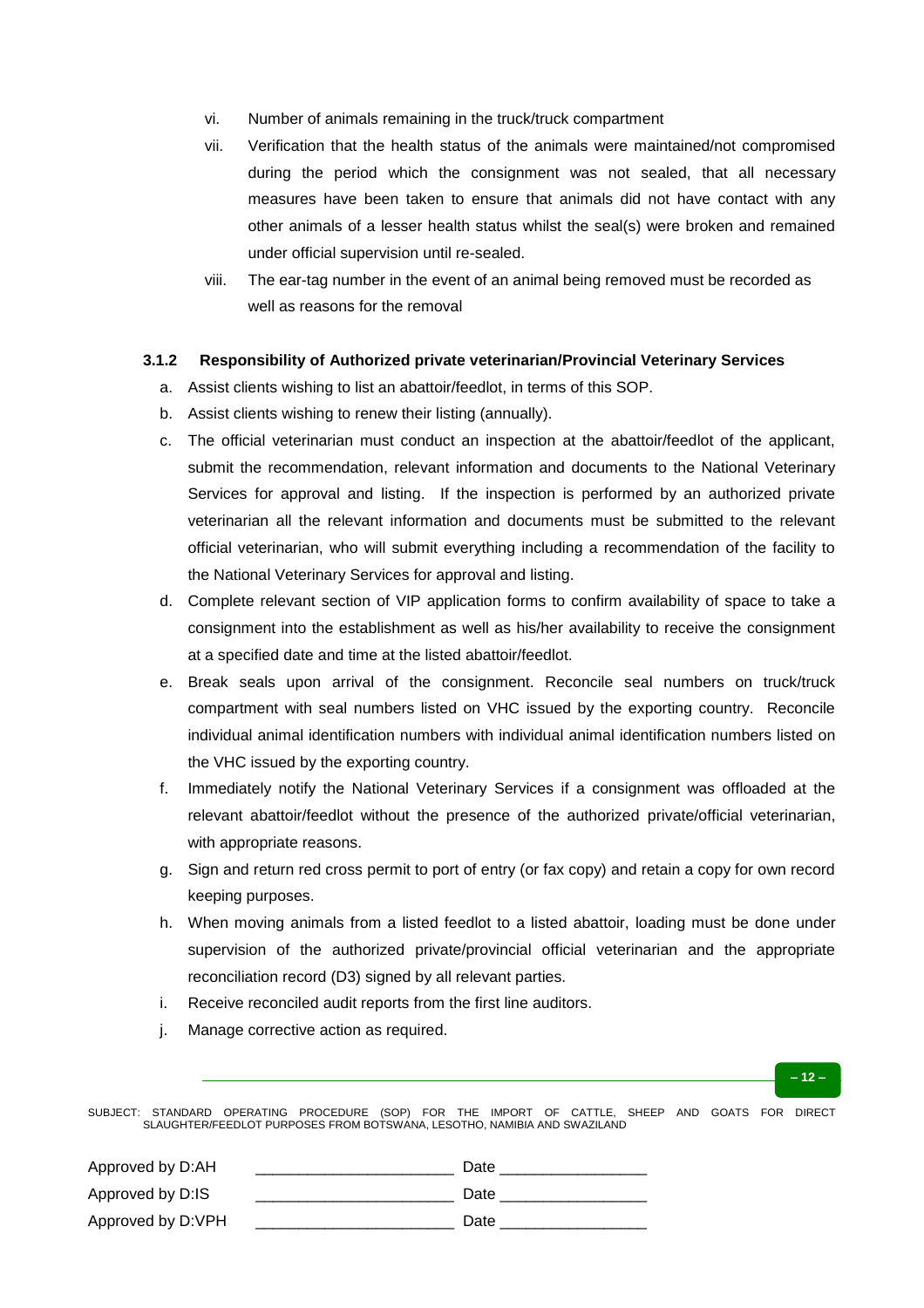vi. Number of animals remaining in the truck/truck compartment

vii. Verification that the health status of the animals were maintained/not compromised during the period which the consignment was not sealed, that all necessary measures have been taken to ensure that animals did not have contact with any other animals of a lesser health status whilst the seal(s) were broken and remained under official supervision until re-sealed.

viii. The ear-tag number in the event of an animal being removed must be recorded as well as reasons for the removal

#### 3.1.2 Responsibility of Authorized private veterinarian/Provincial Veterinary Services

a. Assist clients wishing to list an abattoir/feedlot, in terms of this SOP.
b. Assist clients wishing to renew their listing (annually).
c. The official veterinarian must conduct an inspection at the abattoir/feedlot of the applicant, submit the recommendation, relevant information and documents to the National Veterinary Services for approval and listing. If the inspection is performed by an authorized private veterinarian all the relevant information and documents must be submitted to the relevant official veterinarian, who will submit everything including a recommendation of the facility to the National Veterinary Services for approval and listing.
d. Complete relevant section of VIP application forms to confirm availability of space to take a consignment into the establishment as well as his/her availability to receive the consignment at a specified date and time at the listed abattoir/feedlot.
e. Break seals upon arrival of the consignment. Reconcile seal numbers on truck/truck compartment with seal numbers listed on VHC issued by the exporting country. Reconcile individual animal identification numbers with individual animal identification numbers listed on the VHC issued by the exporting country.
f. Immediately notify the National Veterinary Services if a consignment was offloaded at the relevant abattoir/feedlot without the presence of the authorized private/official veterinarian, with appropriate reasons.
g. Sign and return red cross permit to port of entry (or fax copy) and retain a copy for own record keeping purposes.
h. When moving animals from a listed feedlot to a listed abattoir, loading must be done under supervision of the authorized private/provincial official veterinarian and the appropriate reconciliation record (D3) signed by all relevant parties.
i. Receive reconciled audit reports from the first line auditors.
j. Manage corrective action as required.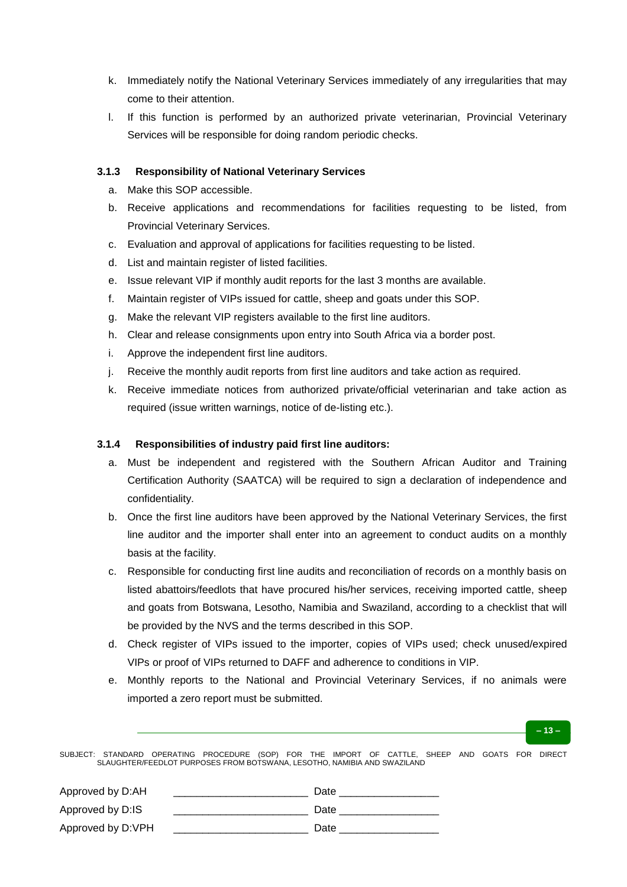k. Immediately notify the National Veterinary Services immediately of any irregularities that may come to their attention.

l. If this function is performed by an authorized private veterinarian, Provincial Veterinary Services will be responsible for doing random periodic checks.

#### 3.1.3 Responsibility of National Veterinary Services

a. Make this SOP accessible.

b. Receive applications and recommendations for facilities requesting to be listed, from Provincial Veterinary Services.

c. Evaluation and approval of applications for facilities requesting to be listed.

d. List and maintain register of listed facilities.

e. Issue relevant VIP if monthly audit reports for the last 3 months are available.

f. Maintain register of VIPs issued for cattle, sheep and goats under this SOP.

g. Make the relevant VIP registers available to the first line auditors.

h. Clear and release consignments upon entry into South Africa via a border post.

i. Approve the independent first line auditors.

j. Receive the monthly audit reports from first line auditors and take action as required.

k. Receive immediate notices from authorized private/official veterinarian and take action as required (issue written warnings, notice of de-listing etc.).

#### 3.1.4 Responsibilities of industry paid first line auditors:

a. Must be independent and registered with the Southern African Auditor and Training Certification Authority (SAATCA) will be required to sign a declaration of independence and confidentiality.

b. Once the first line auditors have been approved by the National Veterinary Services, the first line auditor and the importer shall enter into an agreement to conduct audits on a monthly basis at the facility.

c. Responsible for conducting first line audits and reconciliation of records on a monthly basis on listed abattoirs/feedlots that have procured his/her services, receiving imported cattle, sheep and goats from Botswana, Lesotho, Namibia and Swaziland, according to a checklist that will be provided by the NVS and the terms described in this SOP.

d. Check register of VIPs issued to the importer, copies of VIPs used; check unused/expired VIPs or proof of VIPs returned to DAFF and adherence to conditions in VIP.

e. Monthly reports to the National and Provincial Veterinary Services, if no animals were imported a zero report must be submitted.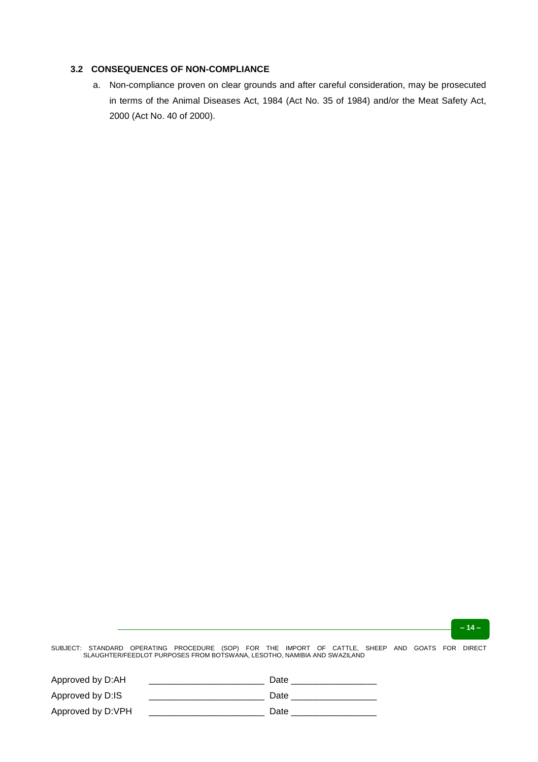### 3.2 CONSEQUENCES OF NON-COMPLIANCE

a. Non-compliance proven on clear grounds and after careful consideration, may be prosecuted in terms of the Animal Diseases Act, 1984 (Act No. 35 of 1984) and/or the Meat Safety Act, 2000 (Act No. 40 of 2000).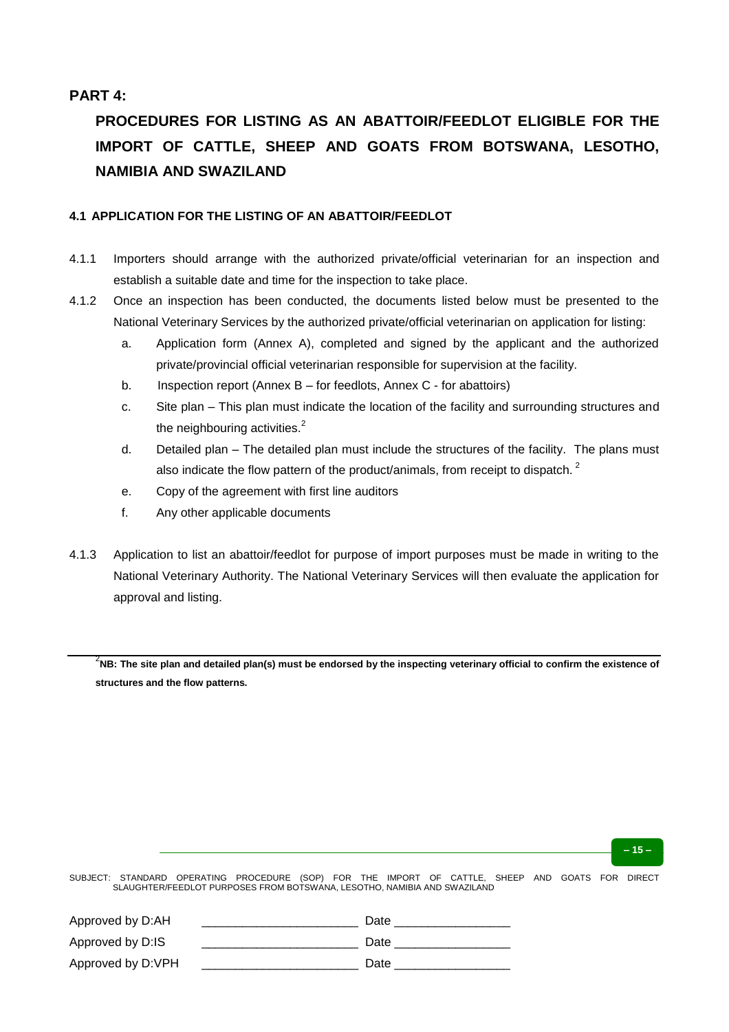## PART 4:

## PROCEDURES FOR LISTING AS AN ABATTOIR/FEEDLOT ELIGIBLE FOR THE IMPORT OF CATTLE, SHEEP AND GOATS FROM BOTSWANA, LESOTHO, NAMIBIA AND SWAZILAND

### 4.1 APPLICATION FOR THE LISTING OF AN ABATTOIR/FEEDLOT

4.1.1 Importers should arrange with the authorized private/official veterinarian for an inspection and establish a suitable date and time for the inspection to take place.

4.1.2 Once an inspection has been conducted, the documents listed below must be presented to the National Veterinary Services by the authorized private/official veterinarian on application for listing:

a. Application form (Annex A), completed and signed by the applicant and the authorized private/provincial official veterinarian responsible for supervision at the facility.

b. Inspection report (Annex B – for feedlots, Annex C - for abattoirs)

c. Site plan – This plan must indicate the location of the facility and surrounding structures and the neighbouring activities.[2]

d. Detailed plan – The detailed plan must include the structures of the facility. The plans must also indicate the flow pattern of the product/animals, from receipt to dispatch. [2]

e. Copy of the agreement with first line auditors

f. Any other applicable documents

4.1.3 Application to list an abattoir/feedlot for purpose of import purposes must be made in writing to the National Veterinary Authority. The National Veterinary Services will then evaluate the application for approval and listing.

---

[2]**NB: The site plan and detailed plan(s) must be endorsed by the inspecting veterinary official to confirm the existence of structures and the flow patterns.**

SUBJECT: STANDARD OPERATING PROCEDURE (SOP) FOR THE IMPORT OF CATTLE, SHEEP AND GOATS FOR DIRECT SLAUGHTER/FEEDLOT PURPOSES FROM BOTSWANA, LESOTHO, NAMIBIA AND SWAZILAND

Approved by D:AH \_\_\_\_\_\_\_\_\_\_\_\_\_\_\_\_\_\_\_\_\_\_ Date \_\_\_\_\_\_\_\_\_\_\_\_\_\_\_\_

Approved by D:IS \_\_\_\_\_\_\_\_\_\_\_\_\_\_\_\_\_\_\_\_\_\_ Date \_\_\_\_\_\_\_\_\_\_\_\_\_\_\_\_

Approved by D:VPH \_\_\_\_\_\_\_\_\_\_\_\_\_\_\_\_\_\_\_\_\_\_ Date \_\_\_\_\_\_\_\_\_\_\_\_\_\_\_\_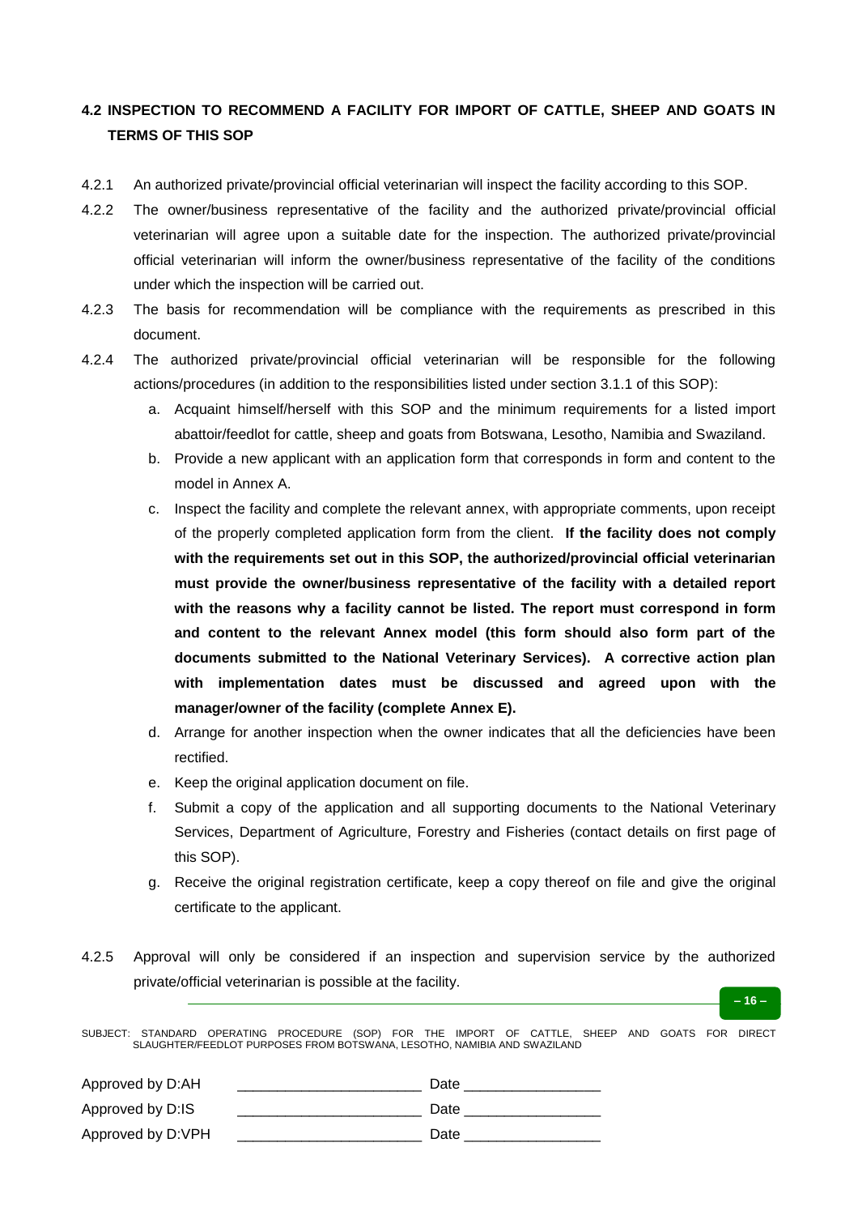## 4.2 INSPECTION TO RECOMMEND A FACILITY FOR IMPORT OF CATTLE, SHEEP AND GOATS IN TERMS OF THIS SOP

4.2.1 An authorized private/provincial official veterinarian will inspect the facility according to this SOP.

4.2.2 The owner/business representative of the facility and the authorized private/provincial official veterinarian will agree upon a suitable date for the inspection. The authorized private/provincial official veterinarian will inform the owner/business representative of the facility of the conditions under which the inspection will be carried out.

4.2.3 The basis for recommendation will be compliance with the requirements as prescribed in this document.

4.2.4 The authorized private/provincial official veterinarian will be responsible for the following actions/procedures (in addition to the responsibilities listed under section 3.1.1 of this SOP):

a. Acquaint himself/herself with this SOP and the minimum requirements for a listed import abattoir/feedlot for cattle, sheep and goats from Botswana, Lesotho, Namibia and Swaziland.

b. Provide a new applicant with an application form that corresponds in form and content to the model in Annex A.

c. Inspect the facility and complete the relevant annex, with appropriate comments, upon receipt of the properly completed application form from the client. **If the facility does not comply with the requirements set out in this SOP, the authorized/provincial official veterinarian must provide the owner/business representative of the facility with a detailed report with the reasons why a facility cannot be listed. The report must correspond in form and content to the relevant Annex model (this form should also form part of the documents submitted to the National Veterinary Services). A corrective action plan with implementation dates must be discussed and agreed upon with the manager/owner of the facility (complete Annex E).**

d. Arrange for another inspection when the owner indicates that all the deficiencies have been rectified.

e. Keep the original application document on file.

f. Submit a copy of the application and all supporting documents to the National Veterinary Services, Department of Agriculture, Forestry and Fisheries (contact details on first page of this SOP).

g. Receive the original registration certificate, keep a copy thereof on file and give the original certificate to the applicant.

4.2.5 Approval will only be considered if an inspection and supervision service by the authorized private/official veterinarian is possible at the facility.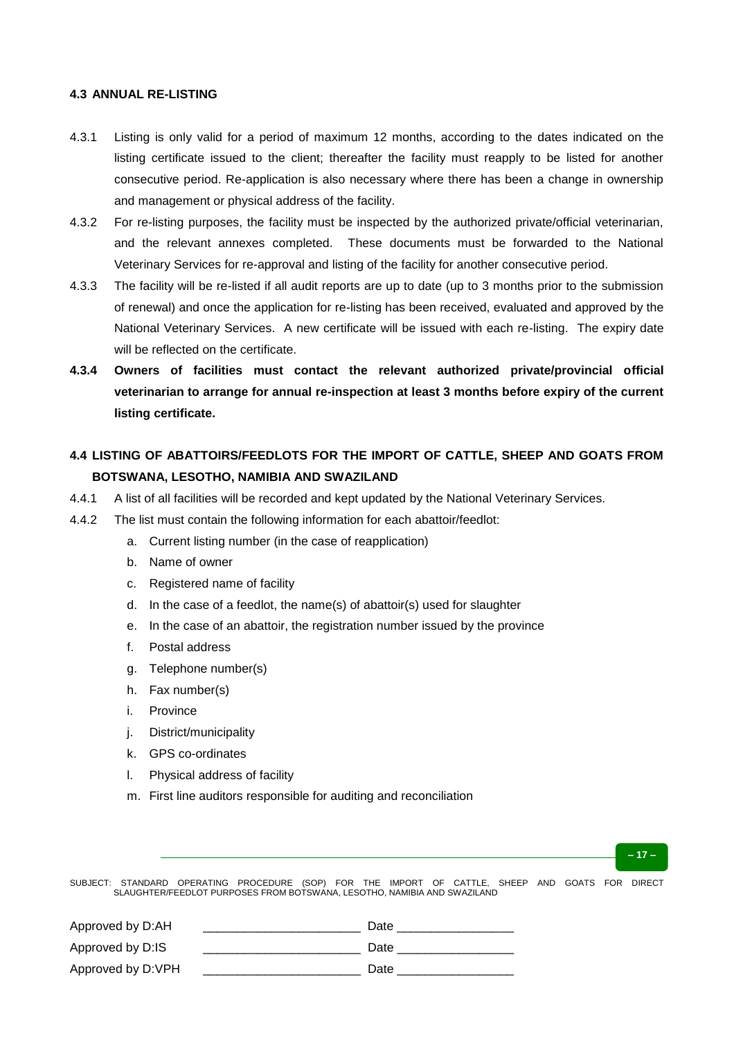### 4.3 ANNUAL RE-LISTING

4.3.1 Listing is only valid for a period of maximum 12 months, according to the dates indicated on the listing certificate issued to the client; thereafter the facility must reapply to be listed for another consecutive period. Re-application is also necessary where there has been a change in ownership and management or physical address of the facility.

4.3.2 For re-listing purposes, the facility must be inspected by the authorized private/official veterinarian, and the relevant annexes completed. These documents must be forwarded to the National Veterinary Services for re-approval and listing of the facility for another consecutive period.

4.3.3 The facility will be re-listed if all audit reports are up to date (up to 3 months prior to the submission of renewal) and once the application for re-listing has been received, evaluated and approved by the National Veterinary Services. A new certificate will be issued with each re-listing. The expiry date will be reflected on the certificate.

**4.3.4 Owners of facilities must contact the relevant authorized private/provincial official veterinarian to arrange for annual re-inspection at least 3 months before expiry of the current listing certificate.**

### 4.4 LISTING OF ABATTOIRS/FEEDLOTS FOR THE IMPORT OF CATTLE, SHEEP AND GOATS FROM BOTSWANA, LESOTHO, NAMIBIA AND SWAZILAND

4.4.1 A list of all facilities will be recorded and kept updated by the National Veterinary Services.

4.4.2 The list must contain the following information for each abattoir/feedlot:

a. Current listing number (in the case of reapplication)
b. Name of owner
c. Registered name of facility
d. In the case of a feedlot, the name(s) of abattoir(s) used for slaughter
e. In the case of an abattoir, the registration number issued by the province
f. Postal address
g. Telephone number(s)
h. Fax number(s)
i. Province
j. District/municipality
k. GPS co-ordinates
l. Physical address of facility
m. First line auditors responsible for auditing and reconciliation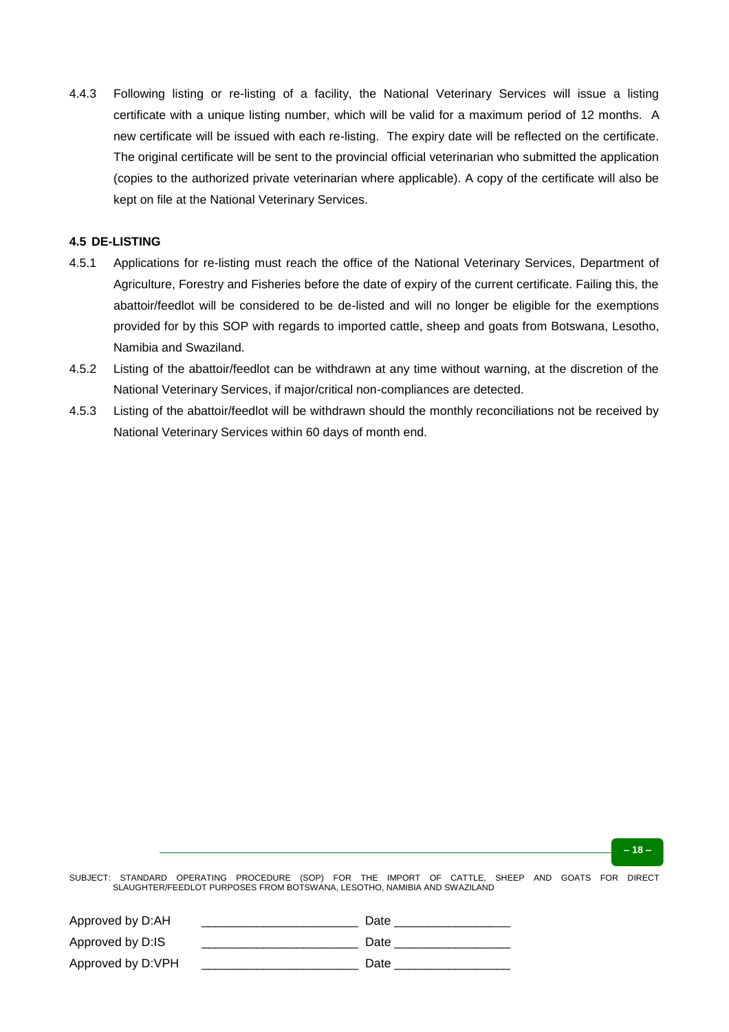4.4.3 Following listing or re-listing of a facility, the National Veterinary Services will issue a listing certificate with a unique listing number, which will be valid for a maximum period of 12 months. A new certificate will be issued with each re-listing. The expiry date will be reflected on the certificate. The original certificate will be sent to the provincial official veterinarian who submitted the application (copies to the authorized private veterinarian where applicable). A copy of the certificate will also be kept on file at the National Veterinary Services.

**4.5 DE-LISTING**

4.5.1 Applications for re-listing must reach the office of the National Veterinary Services, Department of Agriculture, Forestry and Fisheries before the date of expiry of the current certificate. Failing this, the abattoir/feedlot will be considered to be de-listed and will no longer be eligible for the exemptions provided for by this SOP with regards to imported cattle, sheep and goats from Botswana, Lesotho, Namibia and Swaziland.

4.5.2 Listing of the abattoir/feedlot can be withdrawn at any time without warning, at the discretion of the National Veterinary Services, if major/critical non-compliances are detected.

4.5.3 Listing of the abattoir/feedlot will be withdrawn should the monthly reconciliations not be received by National Veterinary Services within 60 days of month end.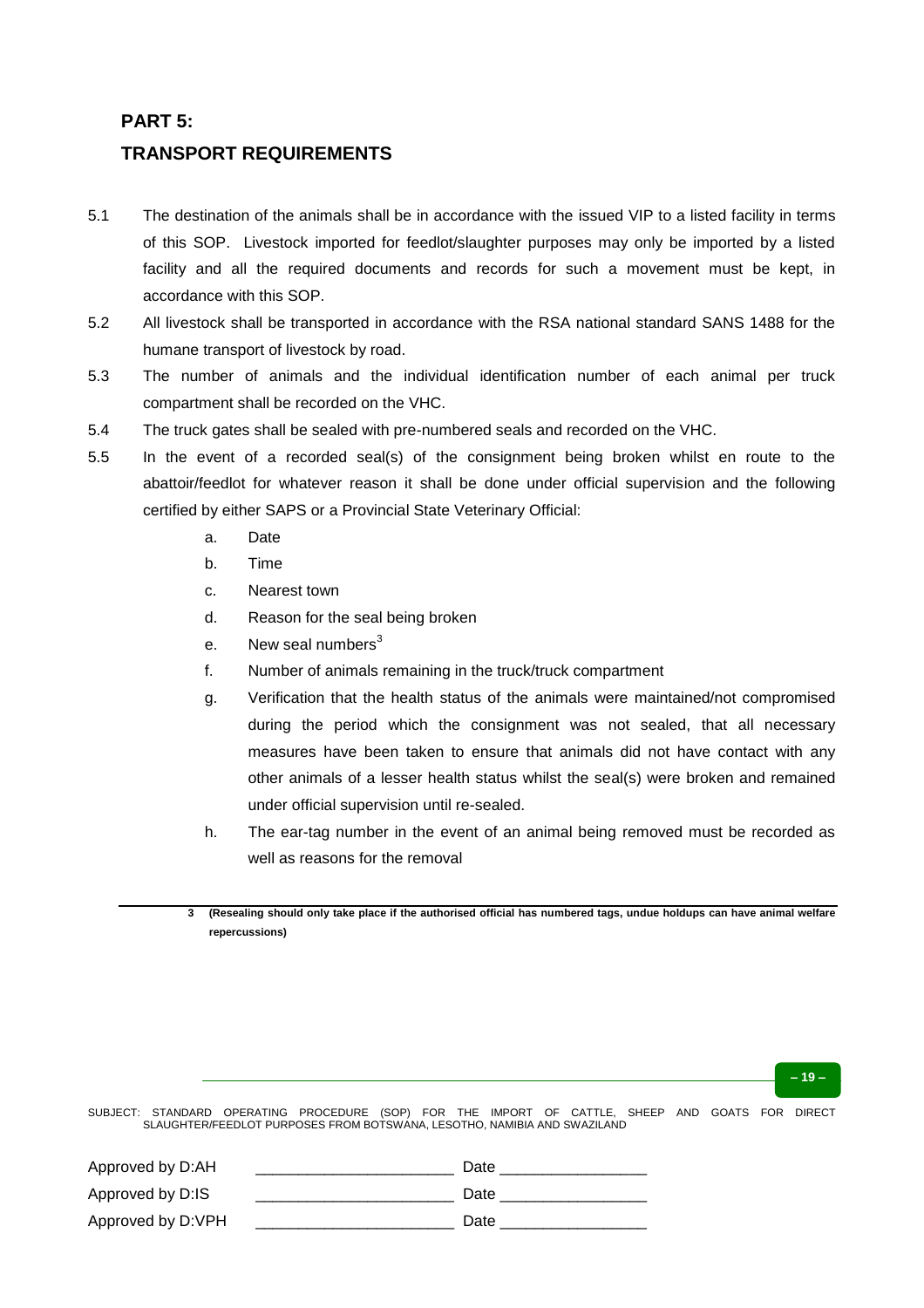## PART 5:

## TRANSPORT REQUIREMENTS

5.1 The destination of the animals shall be in accordance with the issued VIP to a listed facility in terms of this SOP. Livestock imported for feedlot/slaughter purposes may only be imported by a listed facility and all the required documents and records for such a movement must be kept, in accordance with this SOP.

5.2 All livestock shall be transported in accordance with the RSA national standard SANS 1488 for the humane transport of livestock by road.

5.3 The number of animals and the individual identification number of each animal per truck compartment shall be recorded on the VHC.

5.4 The truck gates shall be sealed with pre-numbered seals and recorded on the VHC.

5.5 In the event of a recorded seal(s) of the consignment being broken whilst en route to the abattoir/feedlot for whatever reason it shall be done under official supervision and the following certified by either SAPS or a Provincial State Veterinary Official:

   a. Date
   b. Time
   c. Nearest town
   d. Reason for the seal being broken
   e. New seal numbers[3]
   f. Number of animals remaining in the truck/truck compartment
   g. Verification that the health status of the animals were maintained/not compromised during the period which the consignment was not sealed, that all necessary measures have been taken to ensure that animals did not have contact with any other animals of a lesser health status whilst the seal(s) were broken and remained under official supervision until re-sealed.
   h. The ear-tag number in the event of an animal being removed must be recorded as well as reasons for the removal

---

[3] **(Resealing should only take place if the authorised official has numbered tags, undue holdups can have animal welfare repercussions)**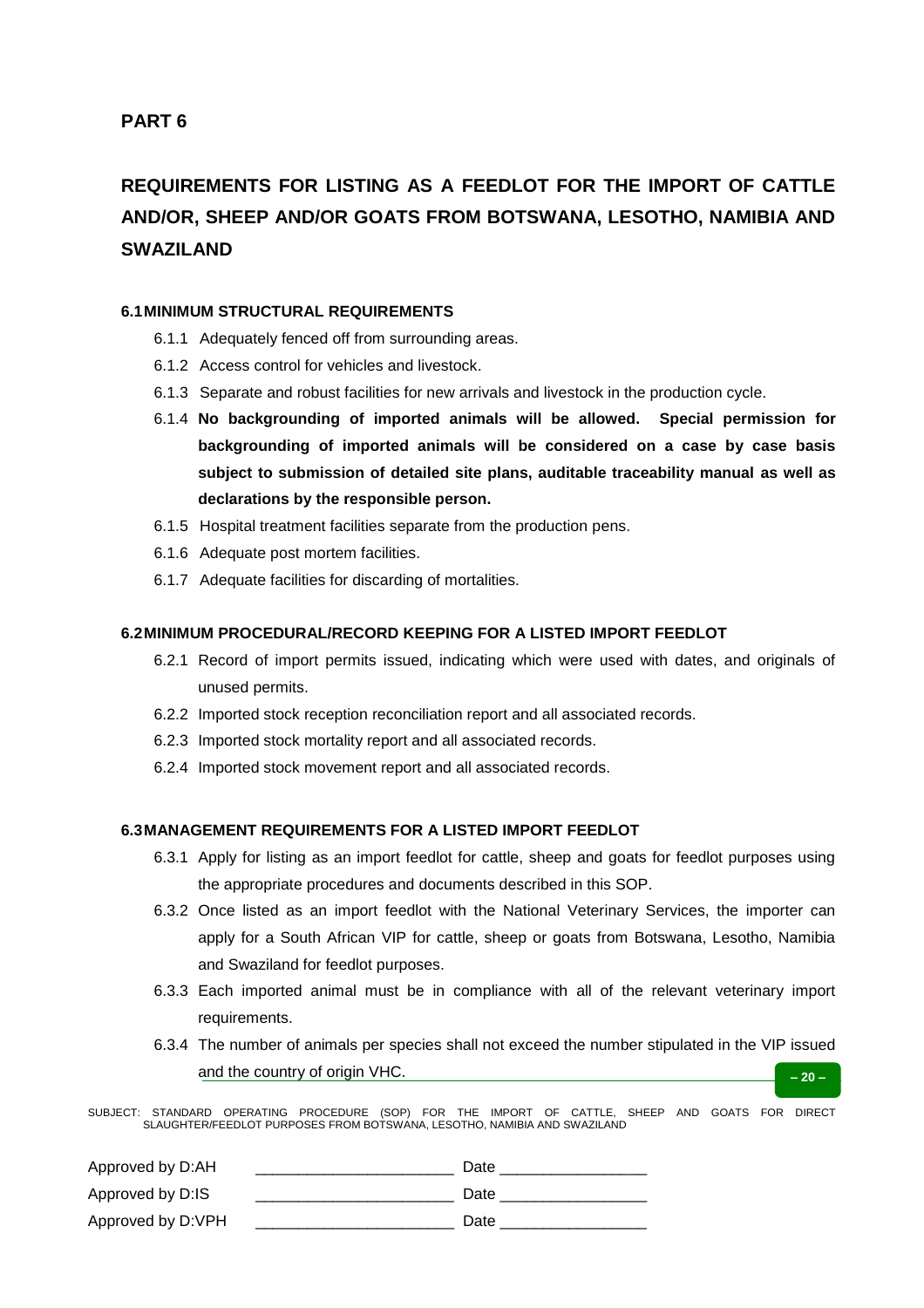## PART 6

# REQUIREMENTS FOR LISTING AS A FEEDLOT FOR THE IMPORT OF CATTLE AND/OR, SHEEP AND/OR GOATS FROM BOTSWANA, LESOTHO, NAMIBIA AND SWAZILAND

### 6.1 MINIMUM STRUCTURAL REQUIREMENTS

6.1.1 Adequately fenced off from surrounding areas.

6.1.2 Access control for vehicles and livestock.

6.1.3 Separate and robust facilities for new arrivals and livestock in the production cycle.

6.1.4 **No backgrounding of imported animals will be allowed. Special permission for backgrounding of imported animals will be considered on a case by case basis subject to submission of detailed site plans, auditable traceability manual as well as declarations by the responsible person.**

6.1.5 Hospital treatment facilities separate from the production pens.

6.1.6 Adequate post mortem facilities.

6.1.7 Adequate facilities for discarding of mortalities.

### 6.2 MINIMUM PROCEDURAL/RECORD KEEPING FOR A LISTED IMPORT FEEDLOT

6.2.1 Record of import permits issued, indicating which were used with dates, and originals of unused permits.

6.2.2 Imported stock reception reconciliation report and all associated records.

6.2.3 Imported stock mortality report and all associated records.

6.2.4 Imported stock movement report and all associated records.

### 6.3 MANAGEMENT REQUIREMENTS FOR A LISTED IMPORT FEEDLOT

6.3.1 Apply for listing as an import feedlot for cattle, sheep and goats for feedlot purposes using the appropriate procedures and documents described in this SOP.

6.3.2 Once listed as an import feedlot with the National Veterinary Services, the importer can apply for a South African VIP for cattle, sheep or goats from Botswana, Lesotho, Namibia and Swaziland for feedlot purposes.

6.3.3 Each imported animal must be in compliance with all of the relevant veterinary import requirements.

6.3.4 The number of animals per species shall not exceed the number stipulated in the VIP issued and the country of origin VHC.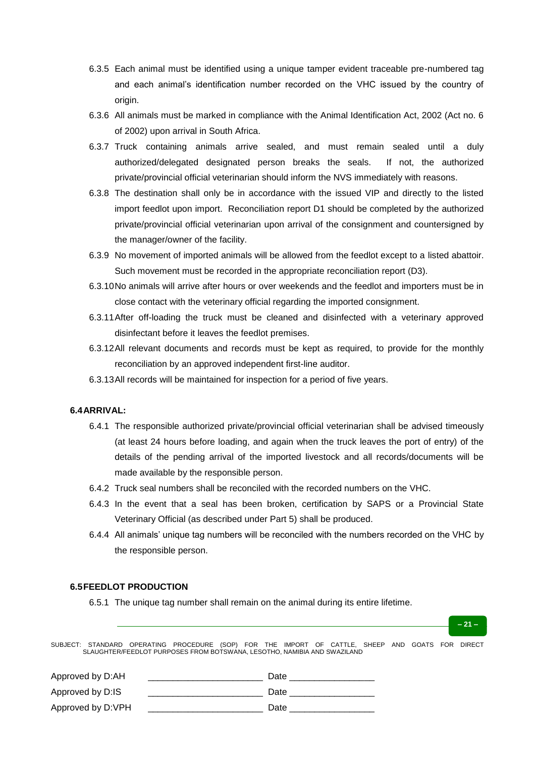6.3.5 Each animal must be identified using a unique tamper evident traceable pre-numbered tag and each animal's identification number recorded on the VHC issued by the country of origin.

6.3.6 All animals must be marked in compliance with the Animal Identification Act, 2002 (Act no. 6 of 2002) upon arrival in South Africa.

6.3.7 Truck containing animals arrive sealed, and must remain sealed until a duly authorized/delegated designated person breaks the seals. If not, the authorized private/provincial official veterinarian should inform the NVS immediately with reasons.

6.3.8 The destination shall only be in accordance with the issued VIP and directly to the listed import feedlot upon import. Reconciliation report D1 should be completed by the authorized private/provincial official veterinarian upon arrival of the consignment and countersigned by the manager/owner of the facility.

6.3.9 No movement of imported animals will be allowed from the feedlot except to a listed abattoir. Such movement must be recorded in the appropriate reconciliation report (D3).

6.3.10 No animals will arrive after hours or over weekends and the feedlot and importers must be in close contact with the veterinary official regarding the imported consignment.

6.3.11 After off-loading the truck must be cleaned and disinfected with a veterinary approved disinfectant before it leaves the feedlot premises.

6.3.12 All relevant documents and records must be kept as required, to provide for the monthly reconciliation by an approved independent first-line auditor.

6.3.13 All records will be maintained for inspection for a period of five years.

### 6.4 ARRIVAL:

6.4.1 The responsible authorized private/provincial official veterinarian shall be advised timeously (at least 24 hours before loading, and again when the truck leaves the port of entry) of the details of the pending arrival of the imported livestock and all records/documents will be made available by the responsible person.

6.4.2 Truck seal numbers shall be reconciled with the recorded numbers on the VHC.

6.4.3 In the event that a seal has been broken, certification by SAPS or a Provincial State Veterinary Official (as described under Part 5) shall be produced.

6.4.4 All animals' unique tag numbers will be reconciled with the numbers recorded on the VHC by the responsible person.

### 6.5 FEEDLOT PRODUCTION

6.5.1 The unique tag number shall remain on the animal during its entire lifetime.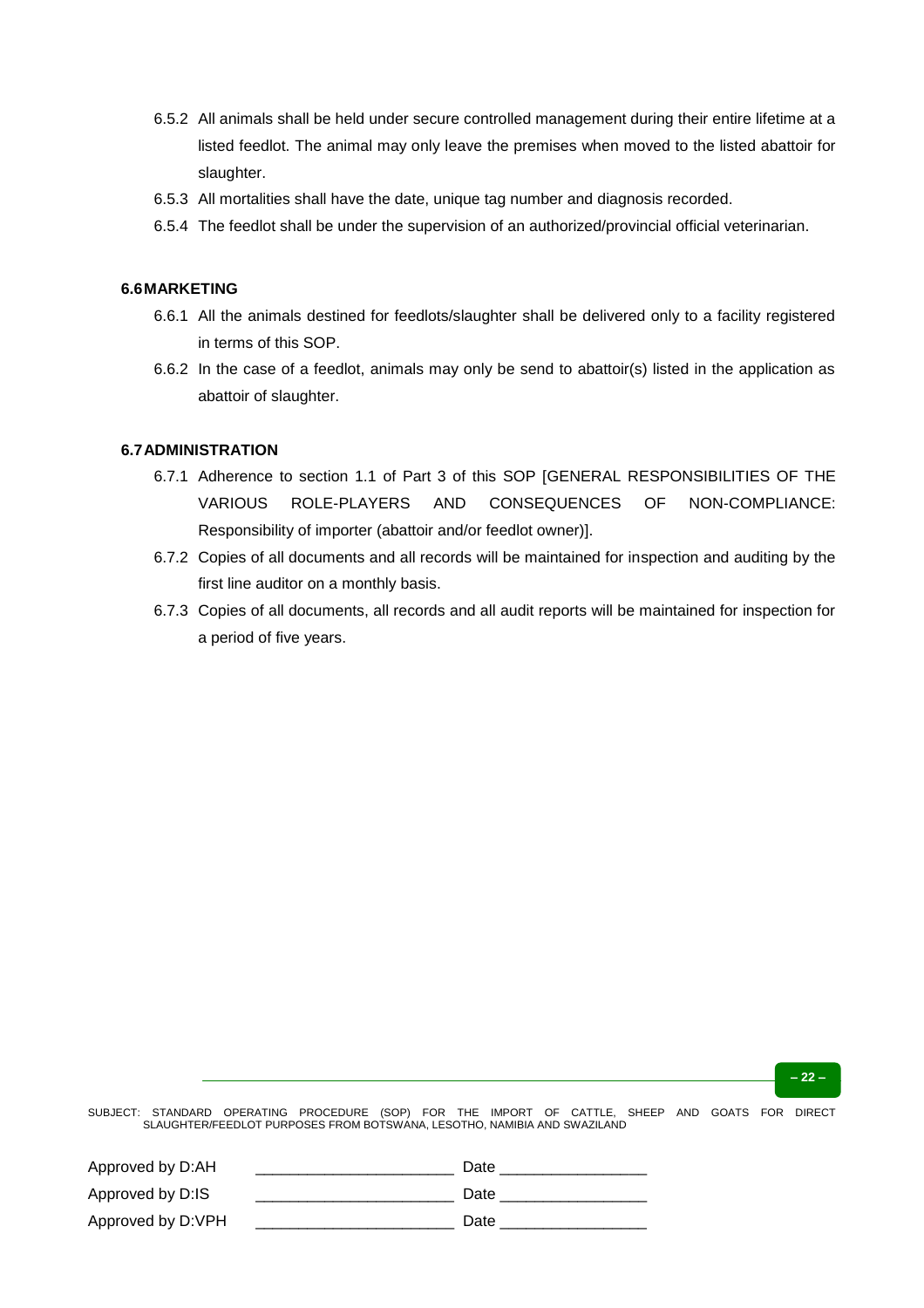6.5.2 All animals shall be held under secure controlled management during their entire lifetime at a listed feedlot. The animal may only leave the premises when moved to the listed abattoir for slaughter.

6.5.3 All mortalities shall have the date, unique tag number and diagnosis recorded.

6.5.4 The feedlot shall be under the supervision of an authorized/provincial official veterinarian.

### 6.6 MARKETING

6.6.1 All the animals destined for feedlots/slaughter shall be delivered only to a facility registered in terms of this SOP.

6.6.2 In the case of a feedlot, animals may only be send to abattoir(s) listed in the application as abattoir of slaughter.

### 6.7 ADMINISTRATION

6.7.1 Adherence to section 1.1 of Part 3 of this SOP [GENERAL RESPONSIBILITIES OF THE VARIOUS ROLE-PLAYERS AND CONSEQUENCES OF NON-COMPLIANCE: Responsibility of importer (abattoir and/or feedlot owner)].

6.7.2 Copies of all documents and all records will be maintained for inspection and auditing by the first line auditor on a monthly basis.

6.7.3 Copies of all documents, all records and all audit reports will be maintained for inspection for a period of five years.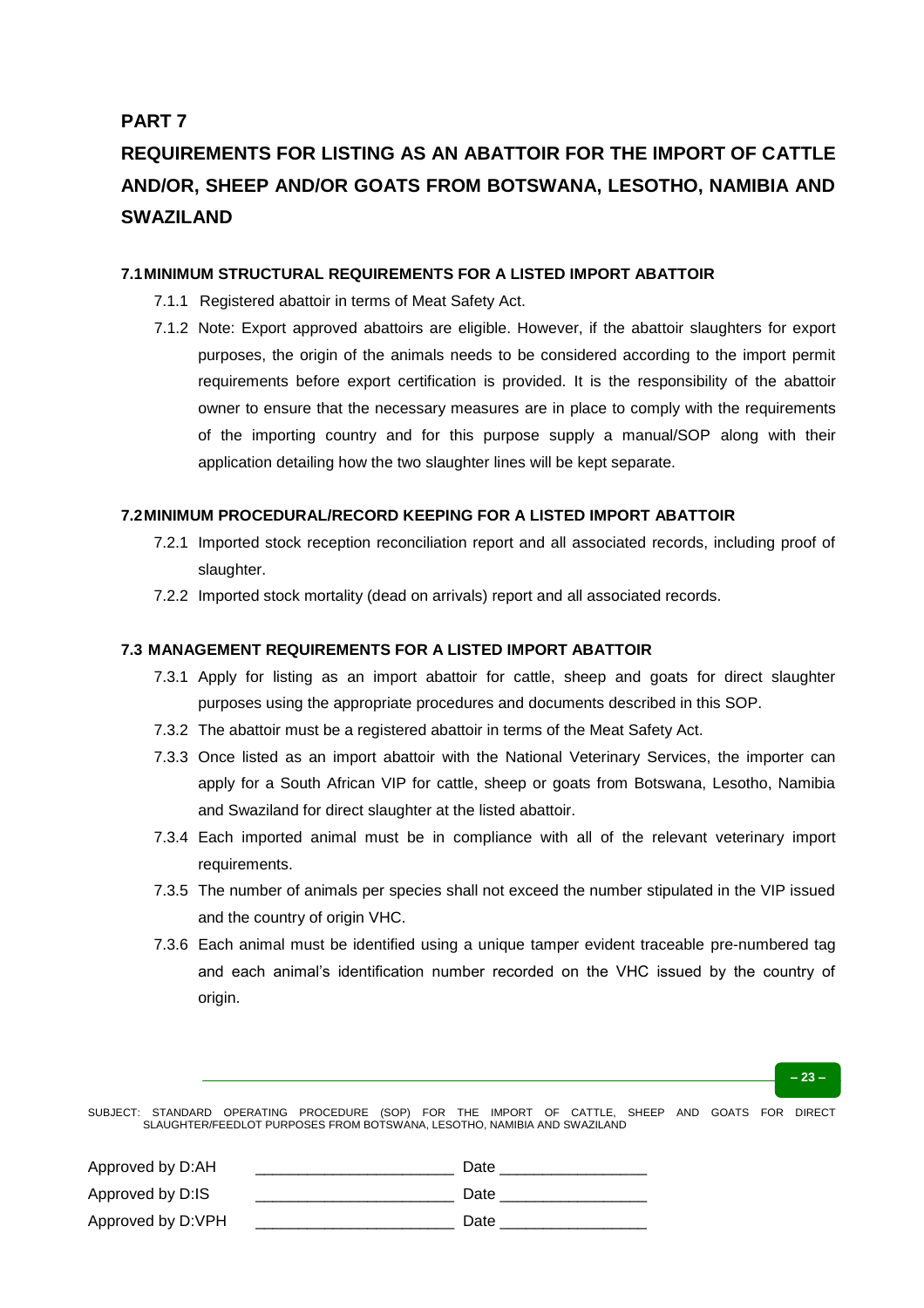## PART 7

## REQUIREMENTS FOR LISTING AS AN ABATTOIR FOR THE IMPORT OF CATTLE AND/OR, SHEEP AND/OR GOATS FROM BOTSWANA, LESOTHO, NAMIBIA AND SWAZILAND

### 7.1 MINIMUM STRUCTURAL REQUIREMENTS FOR A LISTED IMPORT ABATTOIR

7.1.1 Registered abattoir in terms of Meat Safety Act.

7.1.2 Note: Export approved abattoirs are eligible. However, if the abattoir slaughters for export purposes, the origin of the animals needs to be considered according to the import permit requirements before export certification is provided. It is the responsibility of the abattoir owner to ensure that the necessary measures are in place to comply with the requirements of the importing country and for this purpose supply a manual/SOP along with their application detailing how the two slaughter lines will be kept separate.

### 7.2 MINIMUM PROCEDURAL/RECORD KEEPING FOR A LISTED IMPORT ABATTOIR

7.2.1 Imported stock reception reconciliation report and all associated records, including proof of slaughter.

7.2.2 Imported stock mortality (dead on arrivals) report and all associated records.

### 7.3 MANAGEMENT REQUIREMENTS FOR A LISTED IMPORT ABATTOIR

7.3.1 Apply for listing as an import abattoir for cattle, sheep and goats for direct slaughter purposes using the appropriate procedures and documents described in this SOP.

7.3.2 The abattoir must be a registered abattoir in terms of the Meat Safety Act.

7.3.3 Once listed as an import abattoir with the National Veterinary Services, the importer can apply for a South African VIP for cattle, sheep or goats from Botswana, Lesotho, Namibia and Swaziland for direct slaughter at the listed abattoir.

7.3.4 Each imported animal must be in compliance with all of the relevant veterinary import requirements.

7.3.5 The number of animals per species shall not exceed the number stipulated in the VIP issued and the country of origin VHC.

7.3.6 Each animal must be identified using a unique tamper evident traceable pre-numbered tag and each animal's identification number recorded on the VHC issued by the country of origin.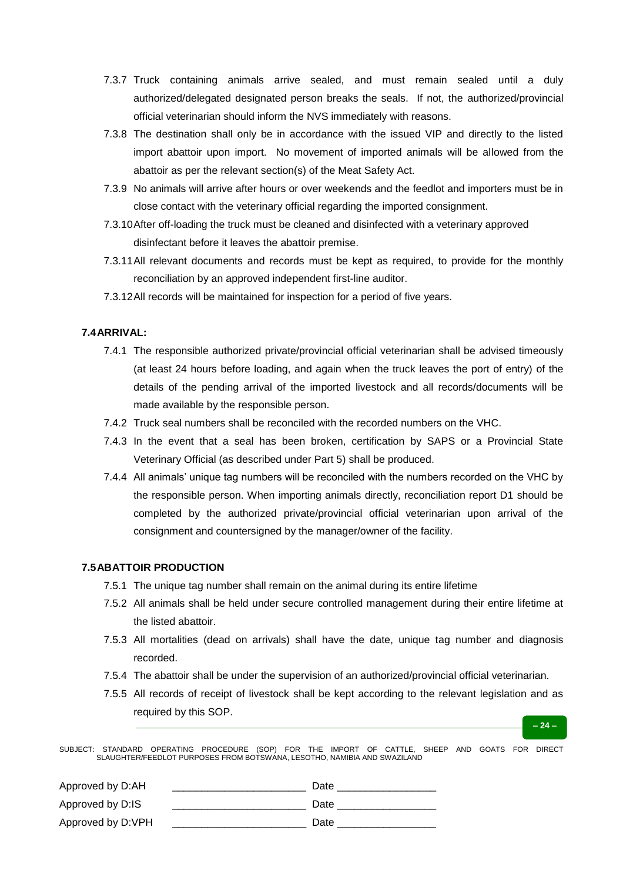7.3.7 Truck containing animals arrive sealed, and must remain sealed until a duly authorized/delegated designated person breaks the seals. If not, the authorized/provincial official veterinarian should inform the NVS immediately with reasons.

7.3.8 The destination shall only be in accordance with the issued VIP and directly to the listed import abattoir upon import. No movement of imported animals will be allowed from the abattoir as per the relevant section(s) of the Meat Safety Act.

7.3.9 No animals will arrive after hours or over weekends and the feedlot and importers must be in close contact with the veterinary official regarding the imported consignment.

7.3.10 After off-loading the truck must be cleaned and disinfected with a veterinary approved disinfectant before it leaves the abattoir premise.

7.3.11 All relevant documents and records must be kept as required, to provide for the monthly reconciliation by an approved independent first-line auditor.

7.3.12 All records will be maintained for inspection for a period of five years.

### 7.4 ARRIVAL:

7.4.1 The responsible authorized private/provincial official veterinarian shall be advised timeously (at least 24 hours before loading, and again when the truck leaves the port of entry) of the details of the pending arrival of the imported livestock and all records/documents will be made available by the responsible person.

7.4.2 Truck seal numbers shall be reconciled with the recorded numbers on the VHC.

7.4.3 In the event that a seal has been broken, certification by SAPS or a Provincial State Veterinary Official (as described under Part 5) shall be produced.

7.4.4 All animals' unique tag numbers will be reconciled with the numbers recorded on the VHC by the responsible person. When importing animals directly, reconciliation report D1 should be completed by the authorized private/provincial official veterinarian upon arrival of the consignment and countersigned by the manager/owner of the facility.

### 7.5 ABATTOIR PRODUCTION

7.5.1 The unique tag number shall remain on the animal during its entire lifetime

7.5.2 All animals shall be held under secure controlled management during their entire lifetime at the listed abattoir.

7.5.3 All mortalities (dead on arrivals) shall have the date, unique tag number and diagnosis recorded.

7.5.4 The abattoir shall be under the supervision of an authorized/provincial official veterinarian.

7.5.5 All records of receipt of livestock shall be kept according to the relevant legislation and as required by this SOP.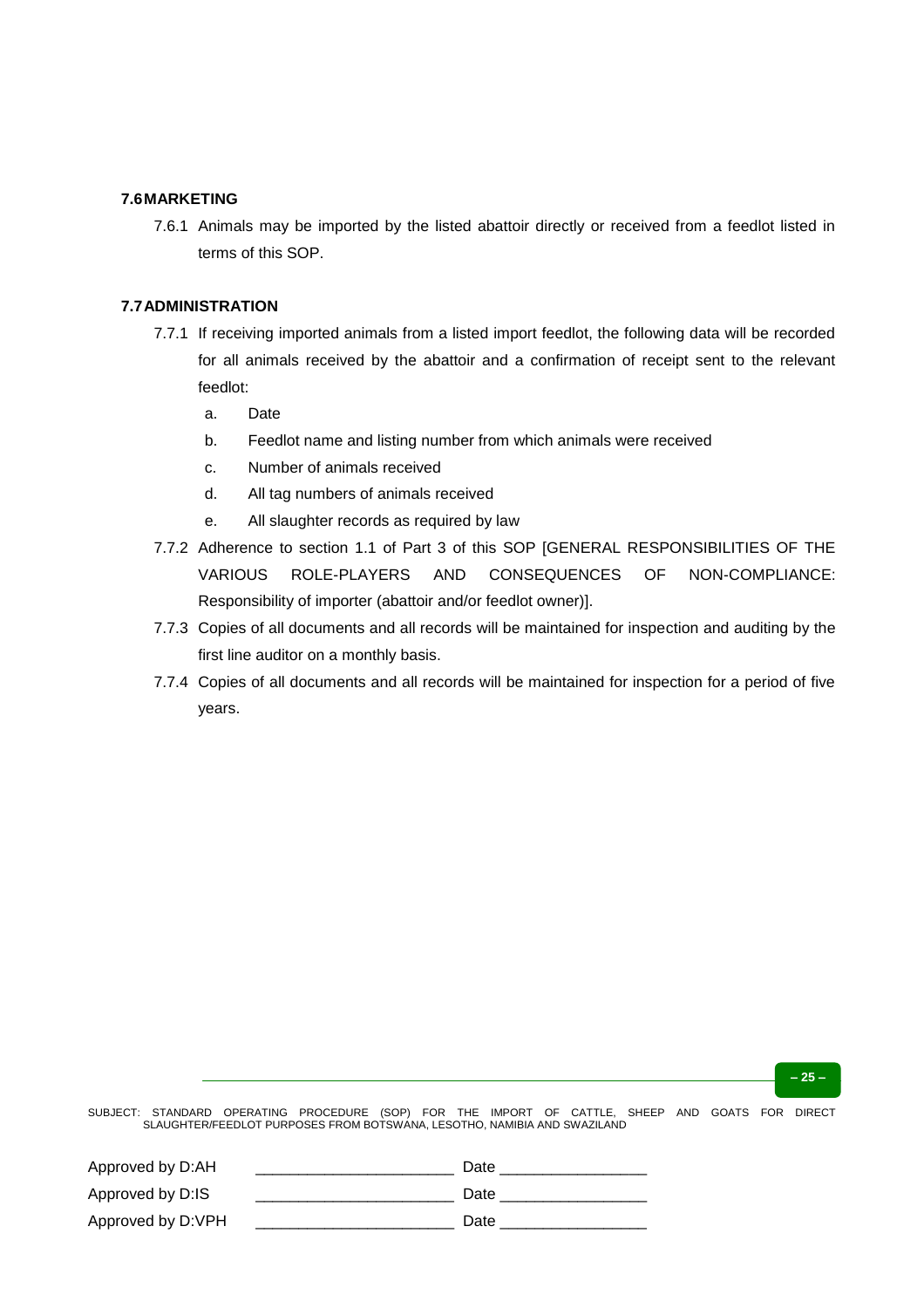### 7.6 MARKETING

7.6.1 Animals may be imported by the listed abattoir directly or received from a feedlot listed in terms of this SOP.

### 7.7 ADMINISTRATION

7.7.1 If receiving imported animals from a listed import feedlot, the following data will be recorded for all animals received by the abattoir and a confirmation of receipt sent to the relevant feedlot:

a. Date

b. Feedlot name and listing number from which animals were received

c. Number of animals received

d. All tag numbers of animals received

e. All slaughter records as required by law

7.7.2 Adherence to section 1.1 of Part 3 of this SOP [GENERAL RESPONSIBILITIES OF THE VARIOUS ROLE-PLAYERS AND CONSEQUENCES OF NON-COMPLIANCE: Responsibility of importer (abattoir and/or feedlot owner)].

7.7.3 Copies of all documents and all records will be maintained for inspection and auditing by the first line auditor on a monthly basis.

7.7.4 Copies of all documents and all records will be maintained for inspection for a period of five years.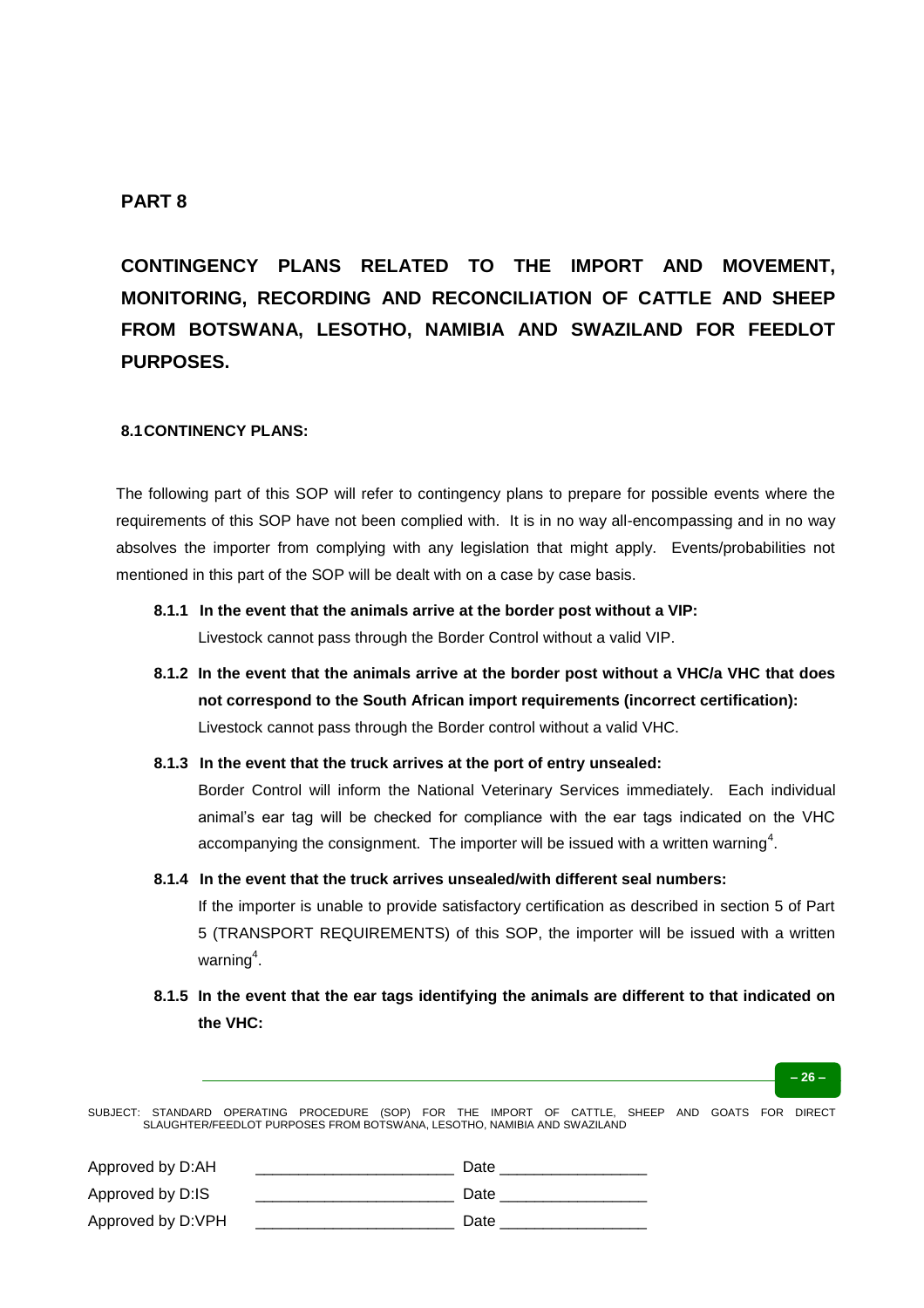## PART 8

## CONTINGENCY PLANS RELATED TO THE IMPORT AND MOVEMENT, MONITORING, RECORDING AND RECONCILIATION OF CATTLE AND SHEEP FROM BOTSWANA, LESOTHO, NAMIBIA AND SWAZILAND FOR FEEDLOT PURPOSES.

### 8.1 CONTINENCY PLANS:

The following part of this SOP will refer to contingency plans to prepare for possible events where the requirements of this SOP have not been complied with. It is in no way all-encompassing and in no way absolves the importer from complying with any legislation that might apply. Events/probabilities not mentioned in this part of the SOP will be dealt with on a case by case basis.

**8.1.1 In the event that the animals arrive at the border post without a VIP:**

Livestock cannot pass through the Border Control without a valid VIP.

**8.1.2 In the event that the animals arrive at the border post without a VHC/a VHC that does not correspond to the South African import requirements (incorrect certification):**

Livestock cannot pass through the Border control without a valid VHC.

**8.1.3 In the event that the truck arrives at the port of entry unsealed:**

Border Control will inform the National Veterinary Services immediately. Each individual animal's ear tag will be checked for compliance with the ear tags indicated on the VHC accompanying the consignment. The importer will be issued with a written warning[4].

**8.1.4 In the event that the truck arrives unsealed/with different seal numbers:**

If the importer is unable to provide satisfactory certification as described in section 5 of Part 5 (TRANSPORT REQUIREMENTS) of this SOP, the importer will be issued with a written warning[4].

**8.1.5 In the event that the ear tags identifying the animals are different to that indicated on the VHC:**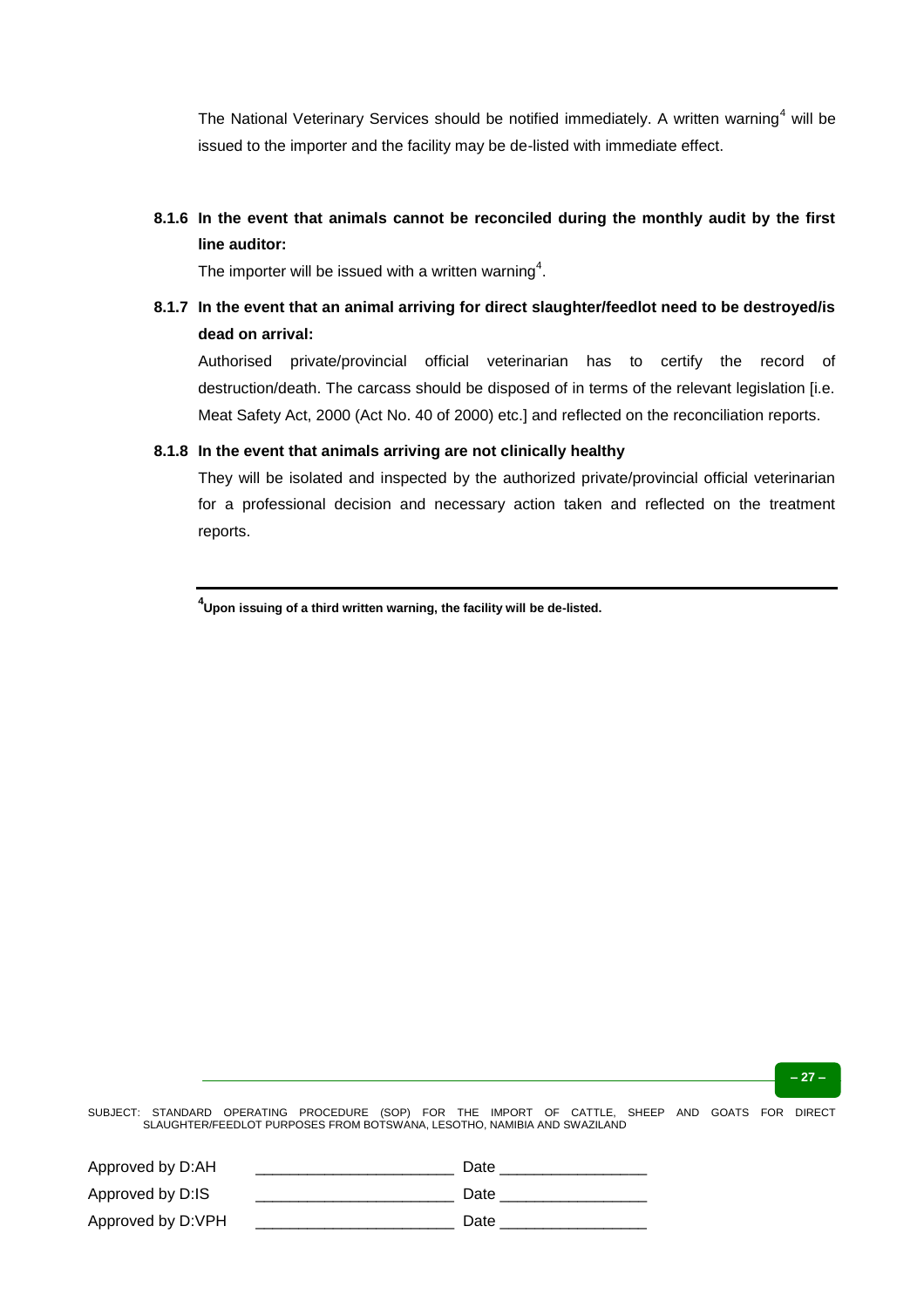The National Veterinary Services should be notified immediately. A written warning[4] will be issued to the importer and the facility may be de-listed with immediate effect.

**8.1.6 In the event that animals cannot be reconciled during the monthly audit by the first line auditor:**

The importer will be issued with a written warning[4].

**8.1.7 In the event that an animal arriving for direct slaughter/feedlot need to be destroyed/is dead on arrival:**

Authorised private/provincial official veterinarian has to certify the record of destruction/death. The carcass should be disposed of in terms of the relevant legislation [i.e. Meat Safety Act, 2000 (Act No. 40 of 2000) etc.] and reflected on the reconciliation reports.

**8.1.8 In the event that animals arriving are not clinically healthy**

They will be isolated and inspected by the authorized private/provincial official veterinarian for a professional decision and necessary action taken and reflected on the treatment reports.

---

**[4] Upon issuing of a third written warning, the facility will be de-listed.**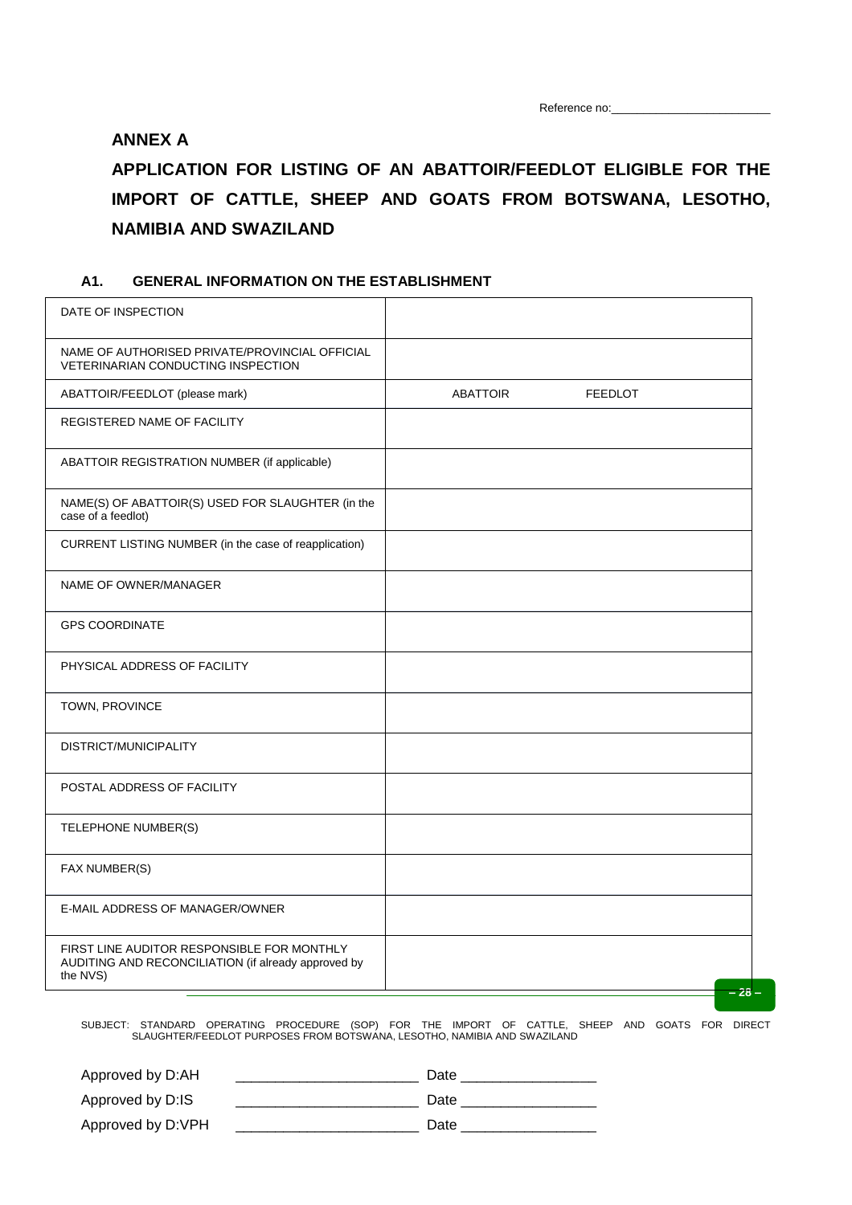Reference no:________________________

## ANNEX A

## APPLICATION FOR LISTING OF AN ABATTOIR/FEEDLOT ELIGIBLE FOR THE IMPORT OF CATTLE, SHEEP AND GOATS FROM BOTSWANA, LESOTHO, NAMIBIA AND SWAZILAND

### A1. GENERAL INFORMATION ON THE ESTABLISHMENT

| | |
|---|---|
| DATE OF INSPECTION | |
| NAME OF AUTHORISED PRIVATE/PROVINCIAL OFFICIAL VETERINARIAN CONDUCTING INSPECTION | |
| ABATTOIR/FEEDLOT (please mark) | ABATTOIR FEEDLOT |
| REGISTERED NAME OF FACILITY | |
| ABATTOIR REGISTRATION NUMBER (if applicable) | |
| NAME(S) OF ABATTOIR(S) USED FOR SLAUGHTER (in the case of a feedlot) | |
| CURRENT LISTING NUMBER (in the case of reapplication) | |
| NAME OF OWNER/MANAGER | |
| GPS COORDINATE | |
| PHYSICAL ADDRESS OF FACILITY | |
| TOWN, PROVINCE | |
| DISTRICT/MUNICIPALITY | |
| POSTAL ADDRESS OF FACILITY | |
| TELEPHONE NUMBER(S) | |
| FAX NUMBER(S) | |
| E-MAIL ADDRESS OF MANAGER/OWNER | |
| FIRST LINE AUDITOR RESPONSIBLE FOR MONTHLY AUDITING AND RECONCILIATION (if already approved by the NVS) | |

SUBJECT: STANDARD OPERATING PROCEDURE (SOP) FOR THE IMPORT OF CATTLE, SHEEP AND GOATS FOR DIRECT SLAUGHTER/FEEDLOT PURPOSES FROM BOTSWANA, LESOTHO, NAMIBIA AND SWAZILAND

Approved by D:AH ________________________ Date _________________

Approved by D:IS ________________________ Date _________________

Approved by D:VPH ________________________ Date _________________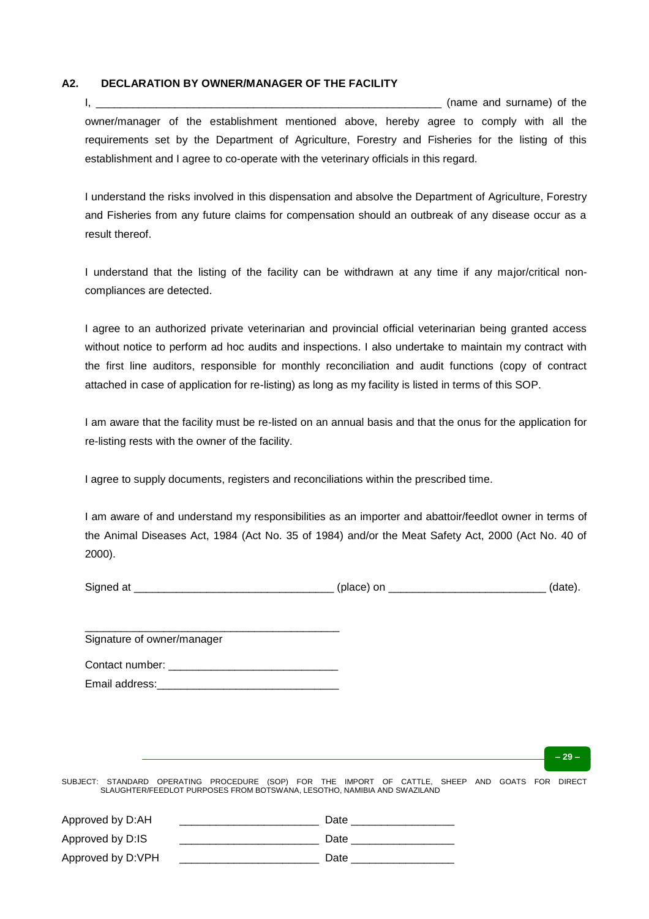## A2. DECLARATION BY OWNER/MANAGER OF THE FACILITY

I, ________________________________________________________ (name and surname) of the owner/manager of the establishment mentioned above, hereby agree to comply with all the requirements set by the Department of Agriculture, Forestry and Fisheries for the listing of this establishment and I agree to co-operate with the veterinary officials in this regard.

I understand the risks involved in this dispensation and absolve the Department of Agriculture, Forestry and Fisheries from any future claims for compensation should an outbreak of any disease occur as a result thereof.

I understand that the listing of the facility can be withdrawn at any time if any major/critical non-compliances are detected.

I agree to an authorized private veterinarian and provincial official veterinarian being granted access without notice to perform ad hoc audits and inspections. I also undertake to maintain my contract with the first line auditors, responsible for monthly reconciliation and audit functions (copy of contract attached in case of application for re-listing) as long as my facility is listed in terms of this SOP.

I am aware that the facility must be re-listed on an annual basis and that the onus for the application for re-listing rests with the owner of the facility.

I agree to supply documents, registers and reconciliations within the prescribed time.

I am aware of and understand my responsibilities as an importer and abattoir/feedlot owner in terms of the Animal Diseases Act, 1984 (Act No. 35 of 1984) and/or the Meat Safety Act, 2000 (Act No. 40 of 2000).

Signed at _________________________________ (place) on _________________________ (date).

__________________________________________

Signature of owner/manager

Contact number: ____________________________

Email address:______________________________

SUBJECT: STANDARD OPERATING PROCEDURE (SOP) FOR THE IMPORT OF CATTLE, SHEEP AND GOATS FOR DIRECT SLAUGHTER/FEEDLOT PURPOSES FROM BOTSWANA, LESOTHO, NAMIBIA AND SWAZILAND

Approved by D:AH ______________________ Date _________________

Approved by D:IS ______________________ Date _________________

Approved by D:VPH ______________________ Date _________________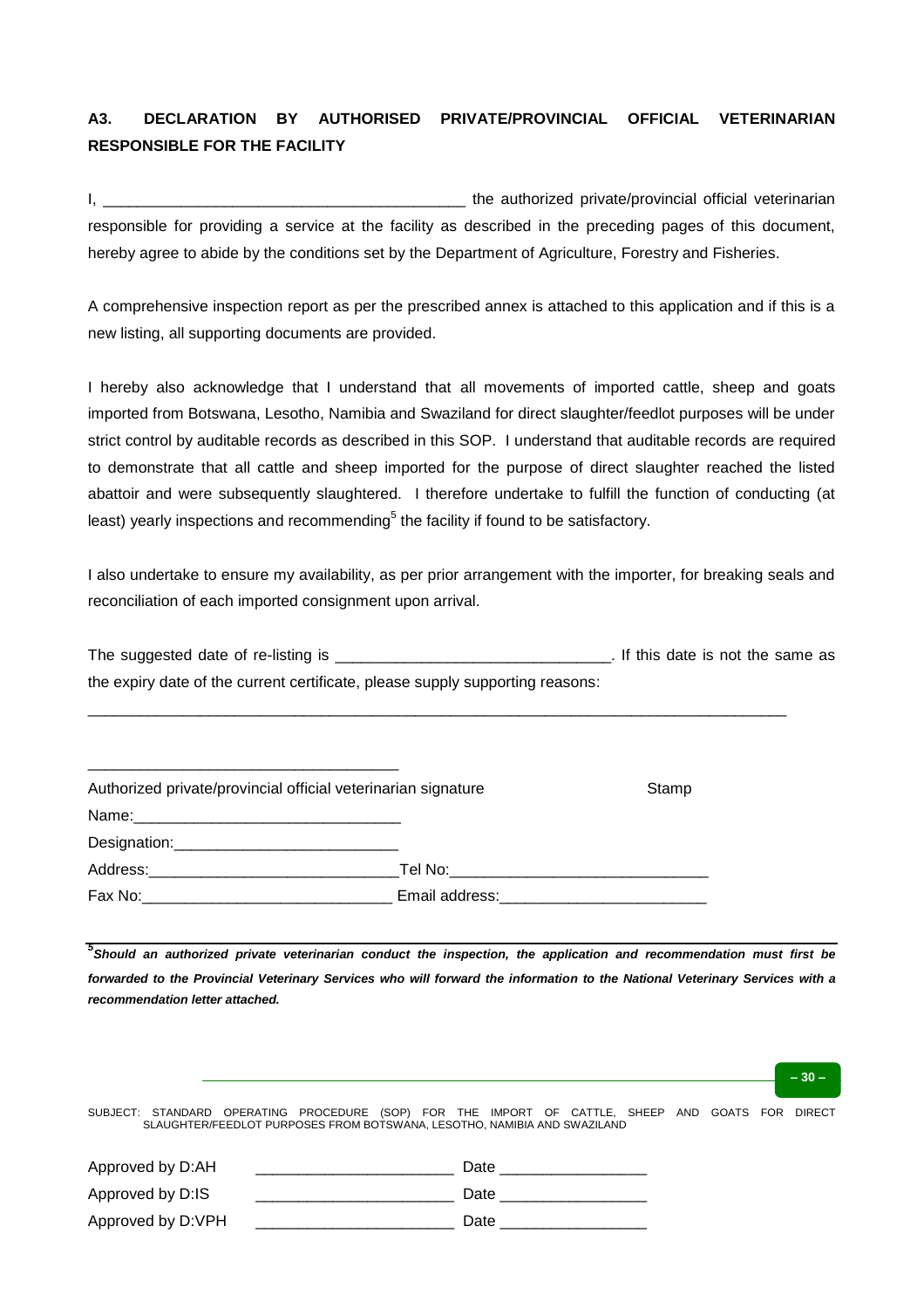### A3. DECLARATION BY AUTHORISED PRIVATE/PROVINCIAL OFFICIAL VETERINARIAN RESPONSIBLE FOR THE FACILITY

I, __________________________________________ the authorized private/provincial official veterinarian responsible for providing a service at the facility as described in the preceding pages of this document, hereby agree to abide by the conditions set by the Department of Agriculture, Forestry and Fisheries.

A comprehensive inspection report as per the prescribed annex is attached to this application and if this is a new listing, all supporting documents are provided.

I hereby also acknowledge that I understand that all movements of imported cattle, sheep and goats imported from Botswana, Lesotho, Namibia and Swaziland for direct slaughter/feedlot purposes will be under strict control by auditable records as described in this SOP. I understand that auditable records are required to demonstrate that all cattle and sheep imported for the purpose of direct slaughter reached the listed abattoir and were subsequently slaughtered. I therefore undertake to fulfill the function of conducting (at least) yearly inspections and recommending[5] the facility if found to be satisfactory.

I also undertake to ensure my availability, as per prior arrangement with the importer, for breaking seals and reconciliation of each imported consignment upon arrival.

The suggested date of re-listing is ________________________________. If this date is not the same as the expiry date of the current certificate, please supply supporting reasons:

___________________________________________________________________________________

____________________________________

Authorized private/provincial official veterinarian signature                    Stamp

Name:________________________________

Designation:___________________________

Address:_____________________________Tel No:______________________________

Fax No:_____________________________ Email address:________________________

***[5]Should an authorized private veterinarian conduct the inspection, the application and recommendation must first be forwarded to the Provincial Veterinary Services who will forward the information to the National Veterinary Services with a recommendation letter attached.***

SUBJECT: STANDARD OPERATING PROCEDURE (SOP) FOR THE IMPORT OF CATTLE, SHEEP AND GOATS FOR DIRECT SLAUGHTER/FEEDLOT PURPOSES FROM BOTSWANA, LESOTHO, NAMIBIA AND SWAZILAND

Approved by D:AH        ________________________ Date _________________

Approved by D:IS        ________________________ Date _________________

Approved by D:VPH        ________________________ Date _________________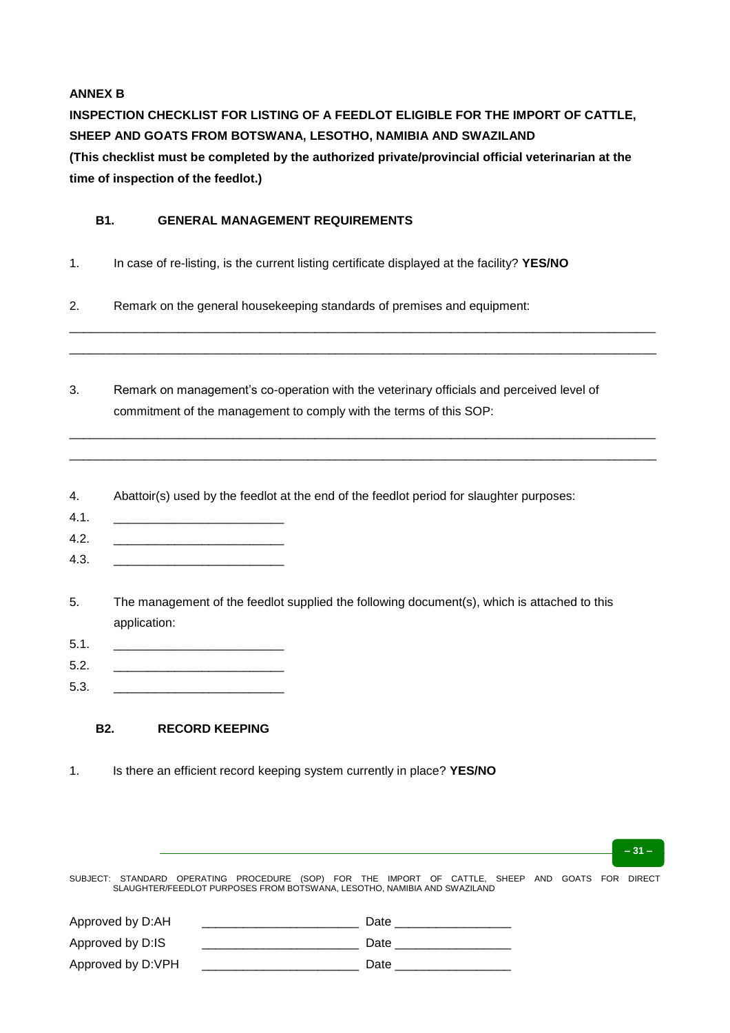**ANNEX B**

**INSPECTION CHECKLIST FOR LISTING OF A FEEDLOT ELIGIBLE FOR THE IMPORT OF CATTLE, SHEEP AND GOATS FROM BOTSWANA, LESOTHO, NAMIBIA AND SWAZILAND**

**(This checklist must be completed by the authorized private/provincial official veterinarian at the time of inspection of the feedlot.)**

### B1. GENERAL MANAGEMENT REQUIREMENTS

1. In case of re-listing, is the current listing certificate displayed at the facility? **YES/NO**

2. Remark on the general housekeeping standards of premises and equipment:

______________________________________________________________________________________

______________________________________________________________________________________

3. Remark on management's co-operation with the veterinary officials and perceived level of commitment of the management to comply with the terms of this SOP:

______________________________________________________________________________________

______________________________________________________________________________________

4. Abattoir(s) used by the feedlot at the end of the feedlot period for slaughter purposes:

4.1. ________________________

4.2. ________________________

4.3. ________________________

5. The management of the feedlot supplied the following document(s), which is attached to this application:

5.1. ________________________

5.2. ________________________

5.3. ________________________

### B2. RECORD KEEPING

1. Is there an efficient record keeping system currently in place? **YES/NO**

SUBJECT: STANDARD OPERATING PROCEDURE (SOP) FOR THE IMPORT OF CATTLE, SHEEP AND GOATS FOR DIRECT SLAUGHTER/FEEDLOT PURPOSES FROM BOTSWANA, LESOTHO, NAMIBIA AND SWAZILAND

Approved by D:AH ______________________ Date ________________

Approved by D:IS ______________________ Date ________________

Approved by D:VPH ______________________ Date ________________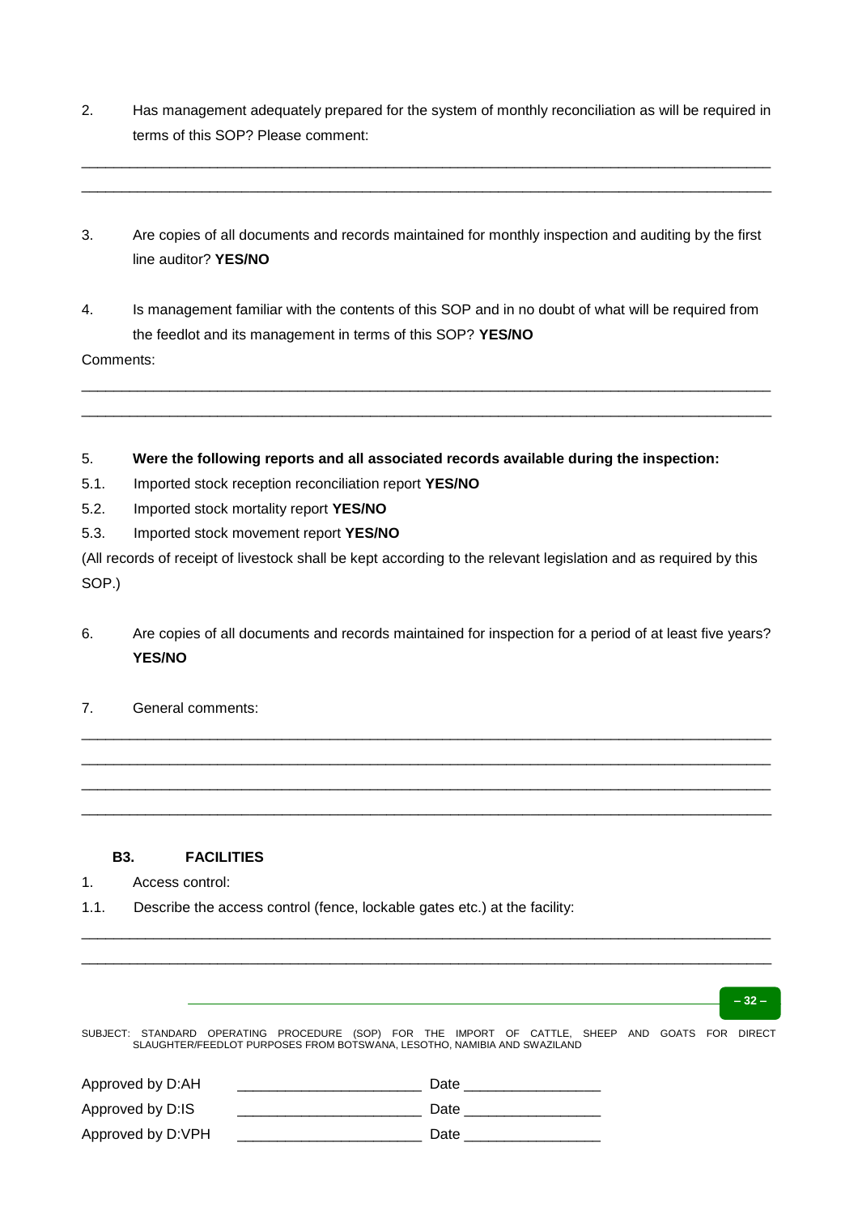2. Has management adequately prepared for the system of monthly reconciliation as will be required in terms of this SOP? Please comment:

_______________________________________________________________________________________

_______________________________________________________________________________________

3. Are copies of all documents and records maintained for monthly inspection and auditing by the first line auditor? **YES/NO**

4. Is management familiar with the contents of this SOP and in no doubt of what will be required from the feedlot and its management in terms of this SOP? **YES/NO**

Comments:

_______________________________________________________________________________________

_______________________________________________________________________________________

5. **Were the following reports and all associated records available during the inspection:**

5.1. Imported stock reception reconciliation report **YES/NO**

5.2. Imported stock mortality report **YES/NO**

5.3. Imported stock movement report **YES/NO**

(All records of receipt of livestock shall be kept according to the relevant legislation and as required by this SOP.)

6. Are copies of all documents and records maintained for inspection for a period of at least five years? **YES/NO**

7. General comments:

_______________________________________________________________________________________

_______________________________________________________________________________________

_______________________________________________________________________________________

_______________________________________________________________________________________

### B3. FACILITIES

1. Access control:

1.1. Describe the access control (fence, lockable gates etc.) at the facility:

_______________________________________________________________________________________

_______________________________________________________________________________________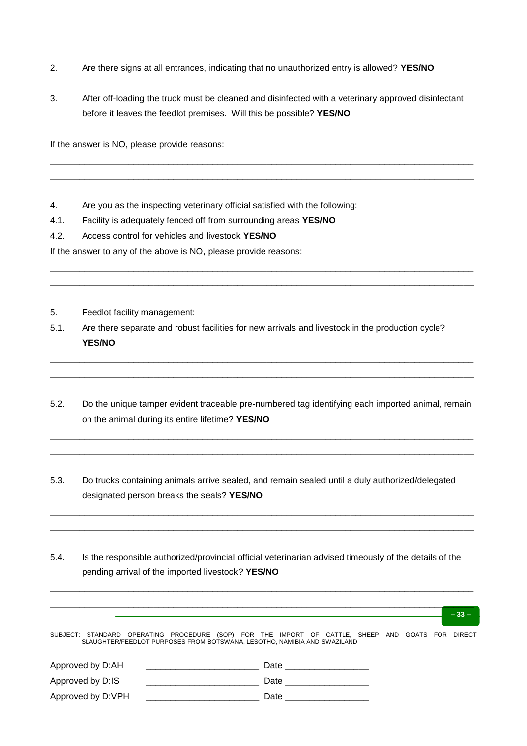2. Are there signs at all entrances, indicating that no unauthorized entry is allowed? **YES/NO**

3. After off-loading the truck must be cleaned and disinfected with a veterinary approved disinfectant before it leaves the feedlot premises. Will this be possible? **YES/NO**

If the answer is NO, please provide reasons:

______________________________________________________________________________

______________________________________________________________________________

4. Are you as the inspecting veterinary official satisfied with the following:

4.1. Facility is adequately fenced off from surrounding areas **YES/NO**

4.2. Access control for vehicles and livestock **YES/NO**

If the answer to any of the above is NO, please provide reasons:

______________________________________________________________________________

______________________________________________________________________________

5. Feedlot facility management:

5.1. Are there separate and robust facilities for new arrivals and livestock in the production cycle? **YES/NO**

______________________________________________________________________________

______________________________________________________________________________

5.2. Do the unique tamper evident traceable pre-numbered tag identifying each imported animal, remain on the animal during its entire lifetime? **YES/NO**

______________________________________________________________________________

______________________________________________________________________________

5.3. Do trucks containing animals arrive sealed, and remain sealed until a duly authorized/delegated designated person breaks the seals? **YES/NO**

______________________________________________________________________________

______________________________________________________________________________

5.4. Is the responsible authorized/provincial official veterinarian advised timeously of the details of the pending arrival of the imported livestock? **YES/NO**

______________________________________________________________________________

______________________________________________________________________________

SUBJECT: STANDARD OPERATING PROCEDURE (SOP) FOR THE IMPORT OF CATTLE, SHEEP AND GOATS FOR DIRECT SLAUGHTER/FEEDLOT PURPOSES FROM BOTSWANA, LESOTHO, NAMIBIA AND SWAZILAND

Approved by D:AH _______________________ Date _________________

Approved by D:IS _______________________ Date _________________

Approved by D:VPH _______________________ Date _________________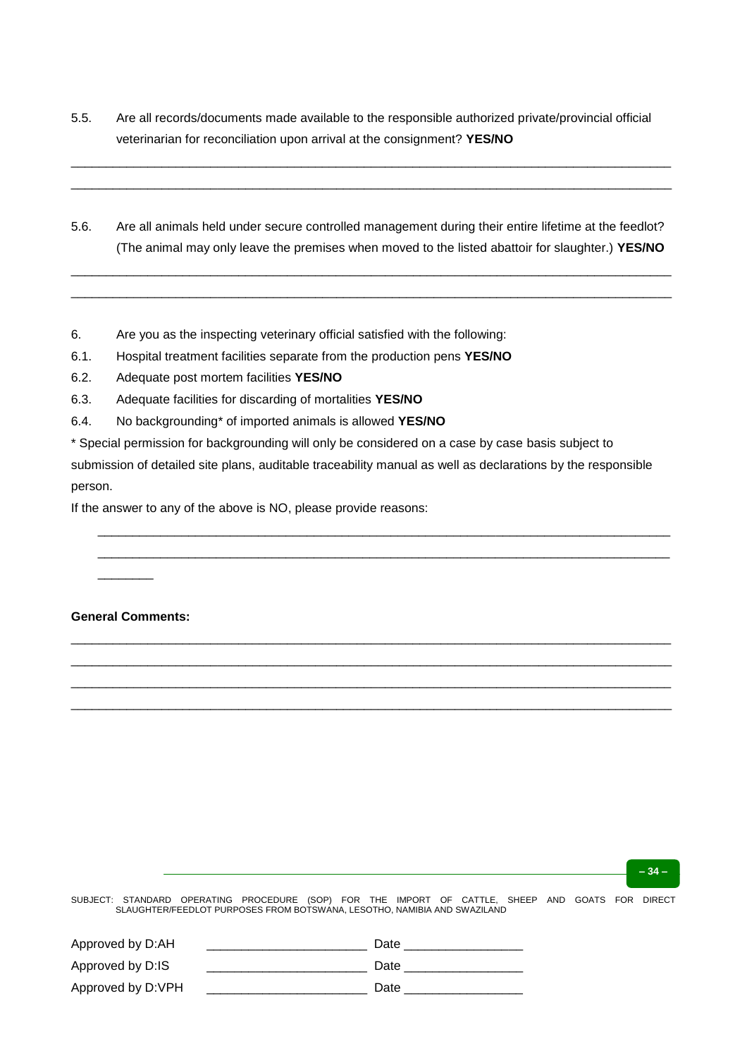5.5. Are all records/documents made available to the responsible authorized private/provincial official veterinarian for reconciliation upon arrival at the consignment? **YES/NO**

______________________________________________________________________________________

______________________________________________________________________________________

5.6. Are all animals held under secure controlled management during their entire lifetime at the feedlot? (The animal may only leave the premises when moved to the listed abattoir for slaughter.) **YES/NO**

______________________________________________________________________________________

______________________________________________________________________________________

6. Are you as the inspecting veterinary official satisfied with the following:

6.1. Hospital treatment facilities separate from the production pens **YES/NO**

6.2. Adequate post mortem facilities **YES/NO**

6.3. Adequate facilities for discarding of mortalities **YES/NO**

6.4. No backgrounding* of imported animals is allowed **YES/NO**

* Special permission for backgrounding will only be considered on a case by case basis subject to submission of detailed site plans, auditable traceability manual as well as declarations by the responsible person.

If the answer to any of the above is NO, please provide reasons:

______________________________________________________________________________________

______________________________________________________________________________________

________

**General Comments:**

______________________________________________________________________________________

______________________________________________________________________________________

______________________________________________________________________________________

______________________________________________________________________________________

Approved by D:AH ______________________ Date ________________

Approved by D:IS ______________________ Date ________________

Approved by D:VPH ______________________ Date ________________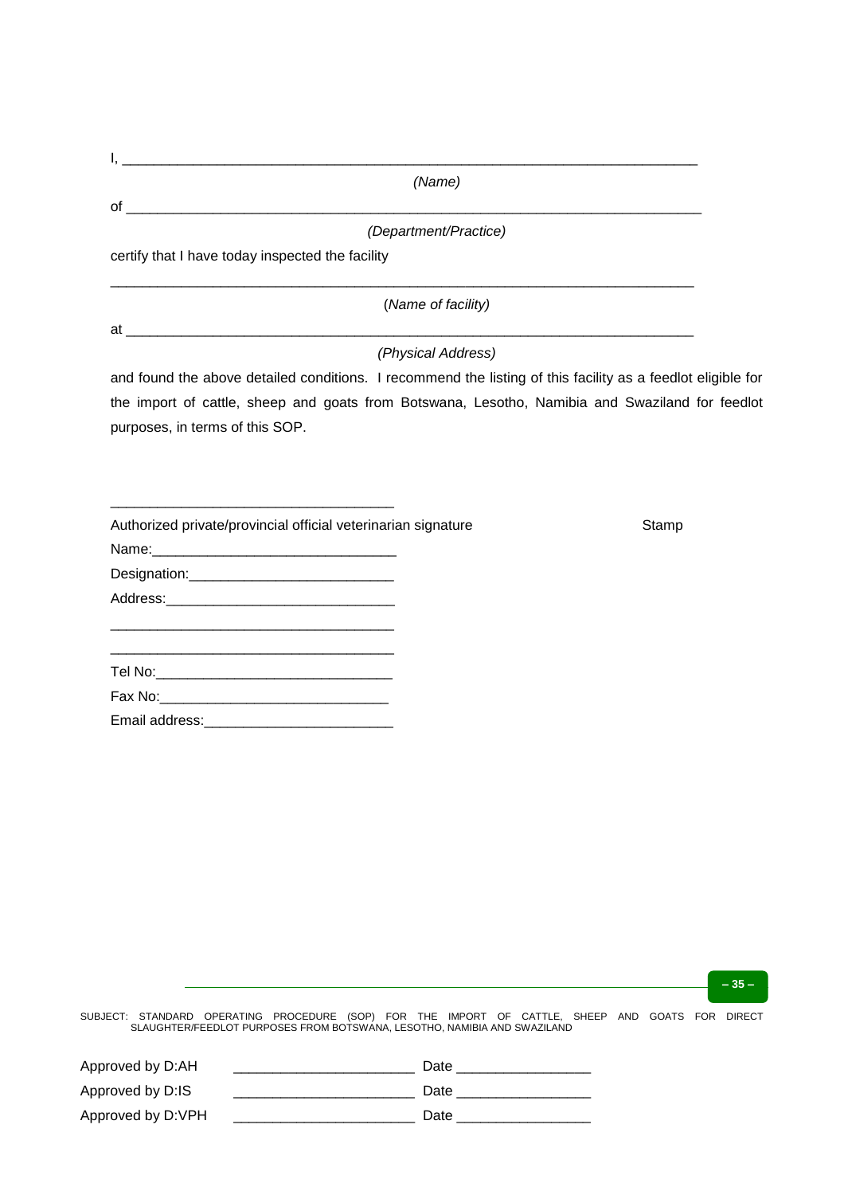I, ___________________________________________________________________________

*(Name)*

of ___________________________________________________________________________

*(Department/Practice)*

certify that I have today inspected the facility

______________________________________________________________________________

(*Name of facility)*

at ___________________________________________________________________________

*(Physical Address)*

and found the above detailed conditions. I recommend the listing of this facility as a feedlot eligible for the import of cattle, sheep and goats from Botswana, Lesotho, Namibia and Swaziland for feedlot purposes, in terms of this SOP.

_____________________________________

Authorized private/provincial official veterinarian signature　　　　　　　　Stamp

Name:________________________________

Designation:___________________________

Address:______________________________

_____________________________________

_____________________________________

Tel No:_______________________________

Fax No:______________________________

Email address:_________________________

SUBJECT: STANDARD OPERATING PROCEDURE (SOP) FOR THE IMPORT OF CATTLE, SHEEP AND GOATS FOR DIRECT SLAUGHTER/FEEDLOT PURPOSES FROM BOTSWANA, LESOTHO, NAMIBIA AND SWAZILAND

Approved by D:AH　　________________________　Date _________________

Approved by D:IS　　 ________________________　Date _________________

Approved by D:VPH　 ________________________　Date _________________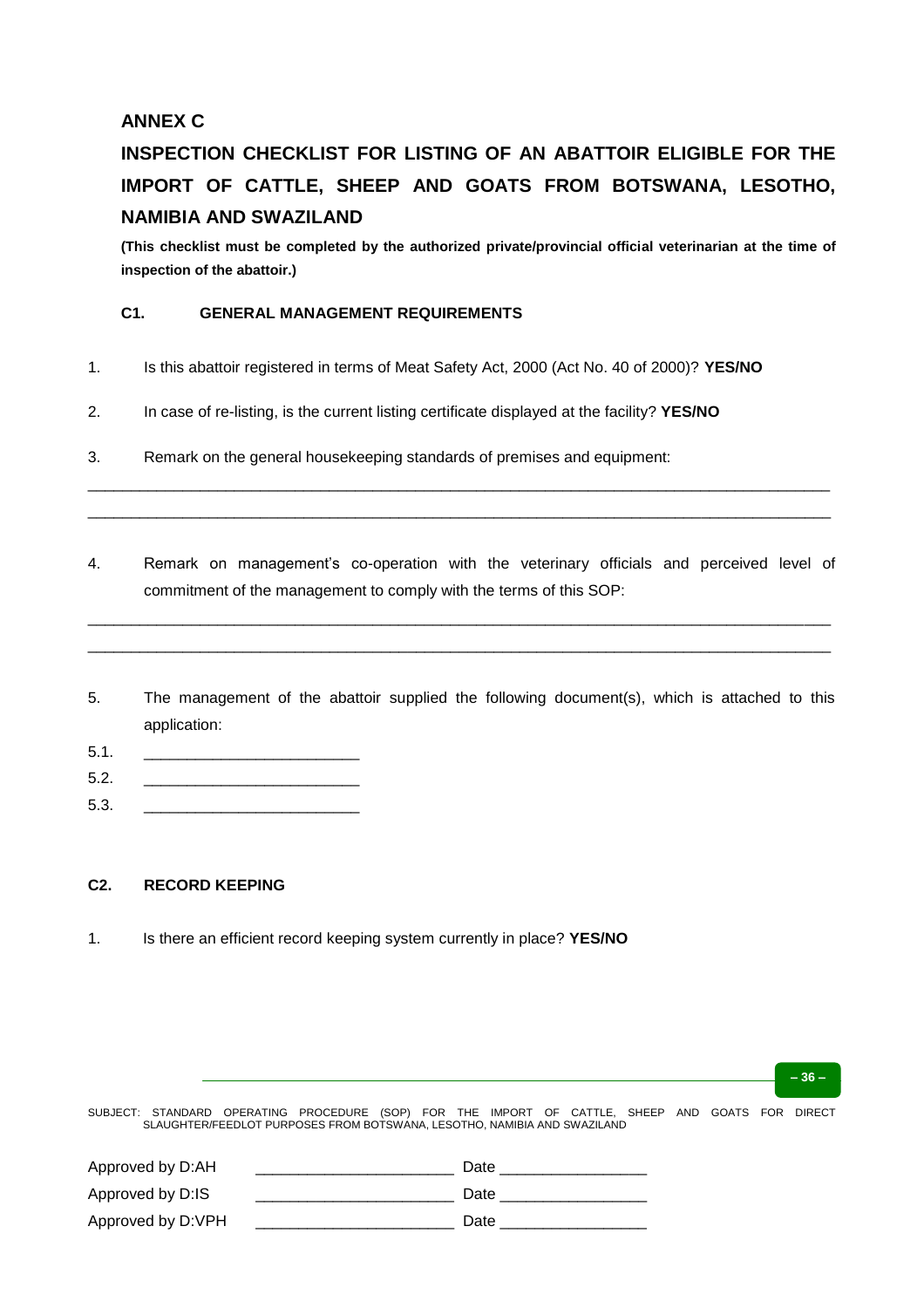## ANNEX C

## INSPECTION CHECKLIST FOR LISTING OF AN ABATTOIR ELIGIBLE FOR THE IMPORT OF CATTLE, SHEEP AND GOATS FROM BOTSWANA, LESOTHO, NAMIBIA AND SWAZILAND

**(This checklist must be completed by the authorized private/provincial official veterinarian at the time of inspection of the abattoir.)**

### C1. GENERAL MANAGEMENT REQUIREMENTS

1. Is this abattoir registered in terms of Meat Safety Act, 2000 (Act No. 40 of 2000)? **YES/NO**

2. In case of re-listing, is the current listing certificate displayed at the facility? **YES/NO**

3. Remark on the general housekeeping standards of premises and equipment:

_____________________________________________________________________________________

_____________________________________________________________________________________

4. Remark on management's co-operation with the veterinary officials and perceived level of commitment of the management to comply with the terms of this SOP:

_____________________________________________________________________________________

_____________________________________________________________________________________

5. The management of the abattoir supplied the following document(s), which is attached to this application:

5.1. ________________________

5.2. ________________________

5.3. ________________________

### C2. RECORD KEEPING

1. Is there an efficient record keeping system currently in place? **YES/NO**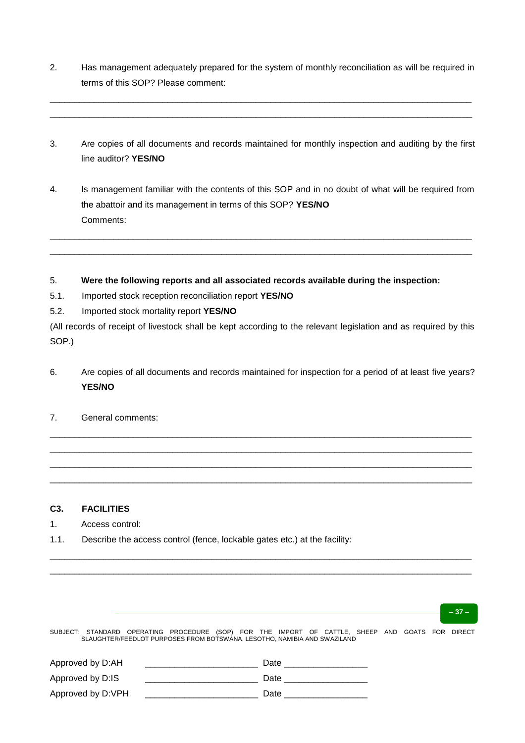2. Has management adequately prepared for the system of monthly reconciliation as will be required in terms of this SOP? Please comment:

_______________________________________________________________________________________

_______________________________________________________________________________________

3. Are copies of all documents and records maintained for monthly inspection and auditing by the first line auditor? **YES/NO**

4. Is management familiar with the contents of this SOP and in no doubt of what will be required from the abattoir and its management in terms of this SOP? **YES/NO**
   Comments:

_______________________________________________________________________________________

_______________________________________________________________________________________

5. **Were the following reports and all associated records available during the inspection:**

5.1. Imported stock reception reconciliation report **YES/NO**

5.2. Imported stock mortality report **YES/NO**

(All records of receipt of livestock shall be kept according to the relevant legislation and as required by this SOP.)

6. Are copies of all documents and records maintained for inspection for a period of at least five years? **YES/NO**

7. General comments:

_______________________________________________________________________________________

_______________________________________________________________________________________

_______________________________________________________________________________________

_______________________________________________________________________________________

## C3. FACILITIES

1. Access control:

1.1. Describe the access control (fence, lockable gates etc.) at the facility:

_______________________________________________________________________________________

_______________________________________________________________________________________

SUBJECT: STANDARD OPERATING PROCEDURE (SOP) FOR THE IMPORT OF CATTLE, SHEEP AND GOATS FOR DIRECT SLAUGHTER/FEEDLOT PURPOSES FROM BOTSWANA, LESOTHO, NAMIBIA AND SWAZILAND

Approved by D:AH _______________________ Date _________________

Approved by D:IS _______________________ Date _________________

Approved by D:VPH _______________________ Date _________________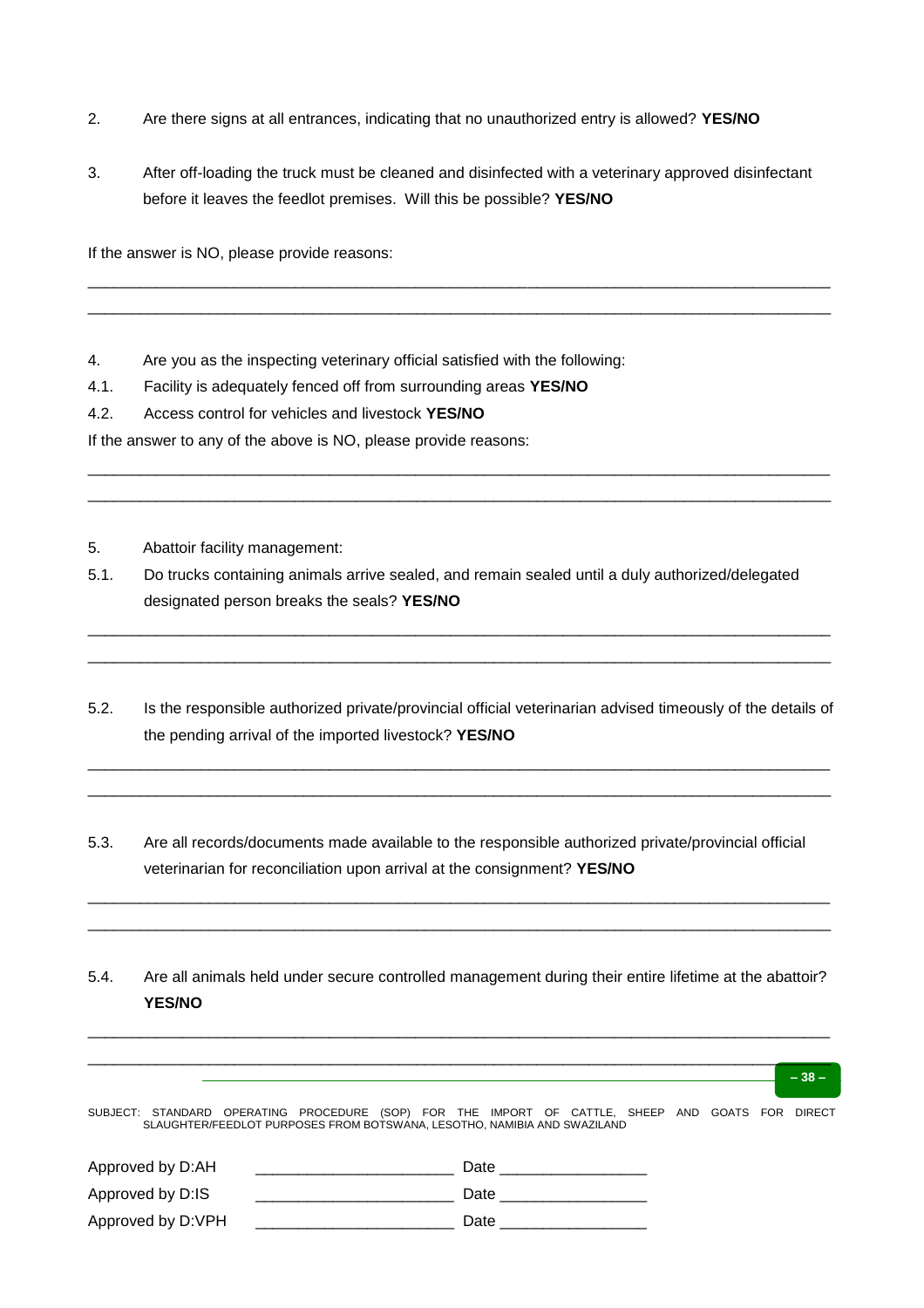2. Are there signs at all entrances, indicating that no unauthorized entry is allowed? **YES/NO**

3. After off-loading the truck must be cleaned and disinfected with a veterinary approved disinfectant before it leaves the feedlot premises. Will this be possible? **YES/NO**

If the answer is NO, please provide reasons:

_______________________________________________________________________________

_______________________________________________________________________________

4. Are you as the inspecting veterinary official satisfied with the following:

4.1. Facility is adequately fenced off from surrounding areas **YES/NO**

4.2. Access control for vehicles and livestock **YES/NO**

If the answer to any of the above is NO, please provide reasons:

_______________________________________________________________________________

_______________________________________________________________________________

5. Abattoir facility management:

5.1. Do trucks containing animals arrive sealed, and remain sealed until a duly authorized/delegated designated person breaks the seals? **YES/NO**

_______________________________________________________________________________

_______________________________________________________________________________

5.2. Is the responsible authorized private/provincial official veterinarian advised timeously of the details of the pending arrival of the imported livestock? **YES/NO**

_______________________________________________________________________________

_______________________________________________________________________________

5.3. Are all records/documents made available to the responsible authorized private/provincial official veterinarian for reconciliation upon arrival at the consignment? **YES/NO**

_______________________________________________________________________________

_______________________________________________________________________________

5.4. Are all animals held under secure controlled management during their entire lifetime at the abattoir? **YES/NO**

_______________________________________________________________________________

_______________________________________________________________________________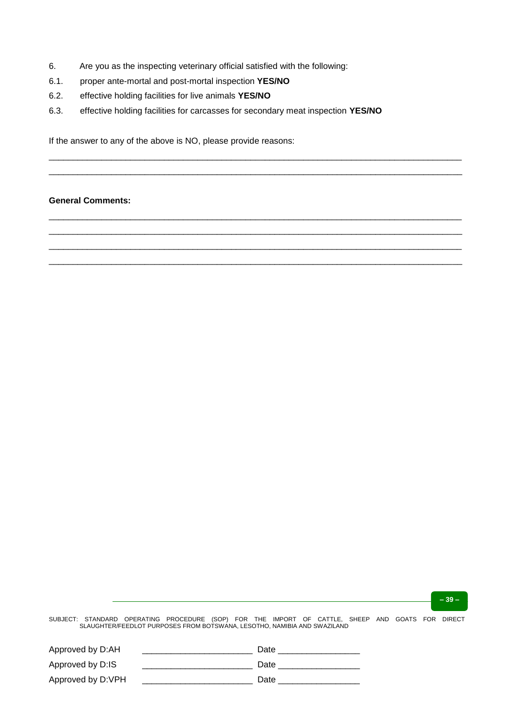6. Are you as the inspecting veterinary official satisfied with the following:

6.1. proper ante-mortal and post-mortal inspection **YES/NO**

6.2. effective holding facilities for live animals **YES/NO**

6.3. effective holding facilities for carcasses for secondary meat inspection **YES/NO**

If the answer to any of the above is NO, please provide reasons:

\_\_\_\_\_\_\_\_\_\_\_\_\_\_\_\_\_\_\_\_\_\_\_\_\_\_\_\_\_\_\_\_\_\_\_\_\_\_\_\_\_\_\_\_\_\_\_\_\_\_\_\_\_\_\_\_\_\_\_\_\_\_\_\_\_\_\_\_\_\_\_\_\_\_\_\_\_\_

\_\_\_\_\_\_\_\_\_\_\_\_\_\_\_\_\_\_\_\_\_\_\_\_\_\_\_\_\_\_\_\_\_\_\_\_\_\_\_\_\_\_\_\_\_\_\_\_\_\_\_\_\_\_\_\_\_\_\_\_\_\_\_\_\_\_\_\_\_\_\_\_\_\_\_\_\_\_

**General Comments:**

\_\_\_\_\_\_\_\_\_\_\_\_\_\_\_\_\_\_\_\_\_\_\_\_\_\_\_\_\_\_\_\_\_\_\_\_\_\_\_\_\_\_\_\_\_\_\_\_\_\_\_\_\_\_\_\_\_\_\_\_\_\_\_\_\_\_\_\_\_\_\_\_\_\_\_\_\_\_

\_\_\_\_\_\_\_\_\_\_\_\_\_\_\_\_\_\_\_\_\_\_\_\_\_\_\_\_\_\_\_\_\_\_\_\_\_\_\_\_\_\_\_\_\_\_\_\_\_\_\_\_\_\_\_\_\_\_\_\_\_\_\_\_\_\_\_\_\_\_\_\_\_\_\_\_\_\_

\_\_\_\_\_\_\_\_\_\_\_\_\_\_\_\_\_\_\_\_\_\_\_\_\_\_\_\_\_\_\_\_\_\_\_\_\_\_\_\_\_\_\_\_\_\_\_\_\_\_\_\_\_\_\_\_\_\_\_\_\_\_\_\_\_\_\_\_\_\_\_\_\_\_\_\_\_\_

\_\_\_\_\_\_\_\_\_\_\_\_\_\_\_\_\_\_\_\_\_\_\_\_\_\_\_\_\_\_\_\_\_\_\_\_\_\_\_\_\_\_\_\_\_\_\_\_\_\_\_\_\_\_\_\_\_\_\_\_\_\_\_\_\_\_\_\_\_\_\_\_\_\_\_\_\_\_

SUBJECT: STANDARD OPERATING PROCEDURE (SOP) FOR THE IMPORT OF CATTLE, SHEEP AND GOATS FOR DIRECT SLAUGHTER/FEEDLOT PURPOSES FROM BOTSWANA, LESOTHO, NAMIBIA AND SWAZILAND

Approved by D:AH \_\_\_\_\_\_\_\_\_\_\_\_\_\_\_\_\_\_\_\_\_\_ Date \_\_\_\_\_\_\_\_\_\_\_\_\_\_\_\_

Approved by D:IS \_\_\_\_\_\_\_\_\_\_\_\_\_\_\_\_\_\_\_\_\_\_ Date \_\_\_\_\_\_\_\_\_\_\_\_\_\_\_\_

Approved by D:VPH \_\_\_\_\_\_\_\_\_\_\_\_\_\_\_\_\_\_\_\_\_\_ Date \_\_\_\_\_\_\_\_\_\_\_\_\_\_\_\_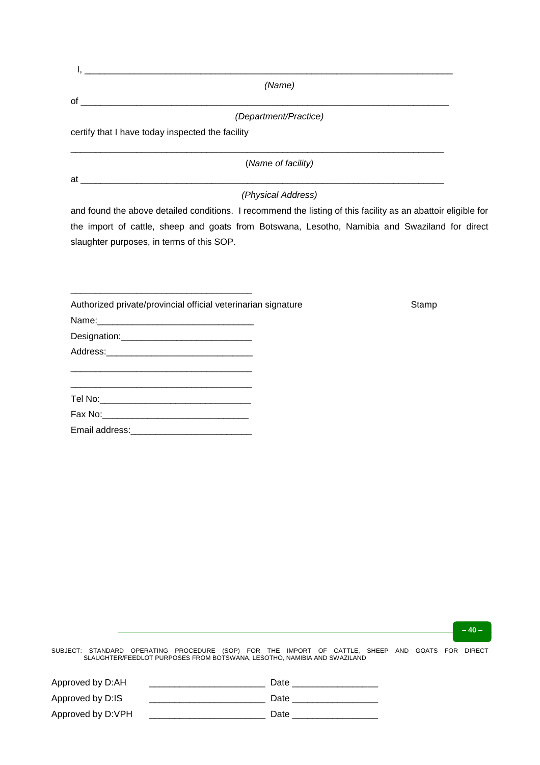I, ___________________________________________________________________________

*(Name)*

of ___________________________________________________________________________

*(Department/Practice)*

certify that I have today inspected the facility

______________________________________________________________________________

(*Name of facility)*

at ___________________________________________________________________________

*(Physical Address)*

and found the above detailed conditions. I recommend the listing of this facility as an abattoir eligible for the import of cattle, sheep and goats from Botswana, Lesotho, Namibia and Swaziland for direct slaughter purposes, in terms of this SOP.

_____________________________________

Authorized private/provincial official veterinarian signature                Stamp

Name:________________________________

Designation:__________________________

Address:_____________________________

_____________________________________

_____________________________________

Tel No:_______________________________

Fax No:______________________________

Email address:________________________

SUBJECT: STANDARD OPERATING PROCEDURE (SOP) FOR THE IMPORT OF CATTLE, SHEEP AND GOATS FOR DIRECT SLAUGHTER/FEEDLOT PURPOSES FROM BOTSWANA, LESOTHO, NAMIBIA AND SWAZILAND

Approved by D:AH ________________________ Date _________________

Approved by D:IS ________________________ Date _________________

Approved by D:VPH ________________________ Date _________________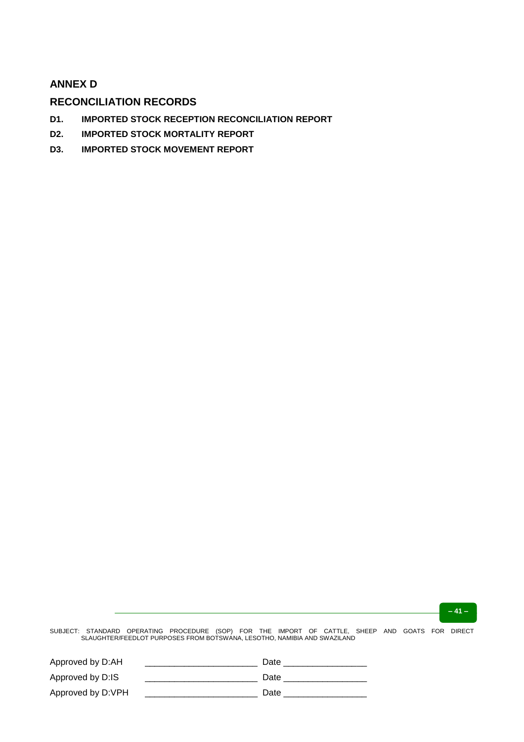## ANNEX D

## RECONCILIATION RECORDS

**D1. IMPORTED STOCK RECEPTION RECONCILIATION REPORT**

**D2. IMPORTED STOCK MORTALITY REPORT**

**D3. IMPORTED STOCK MOVEMENT REPORT**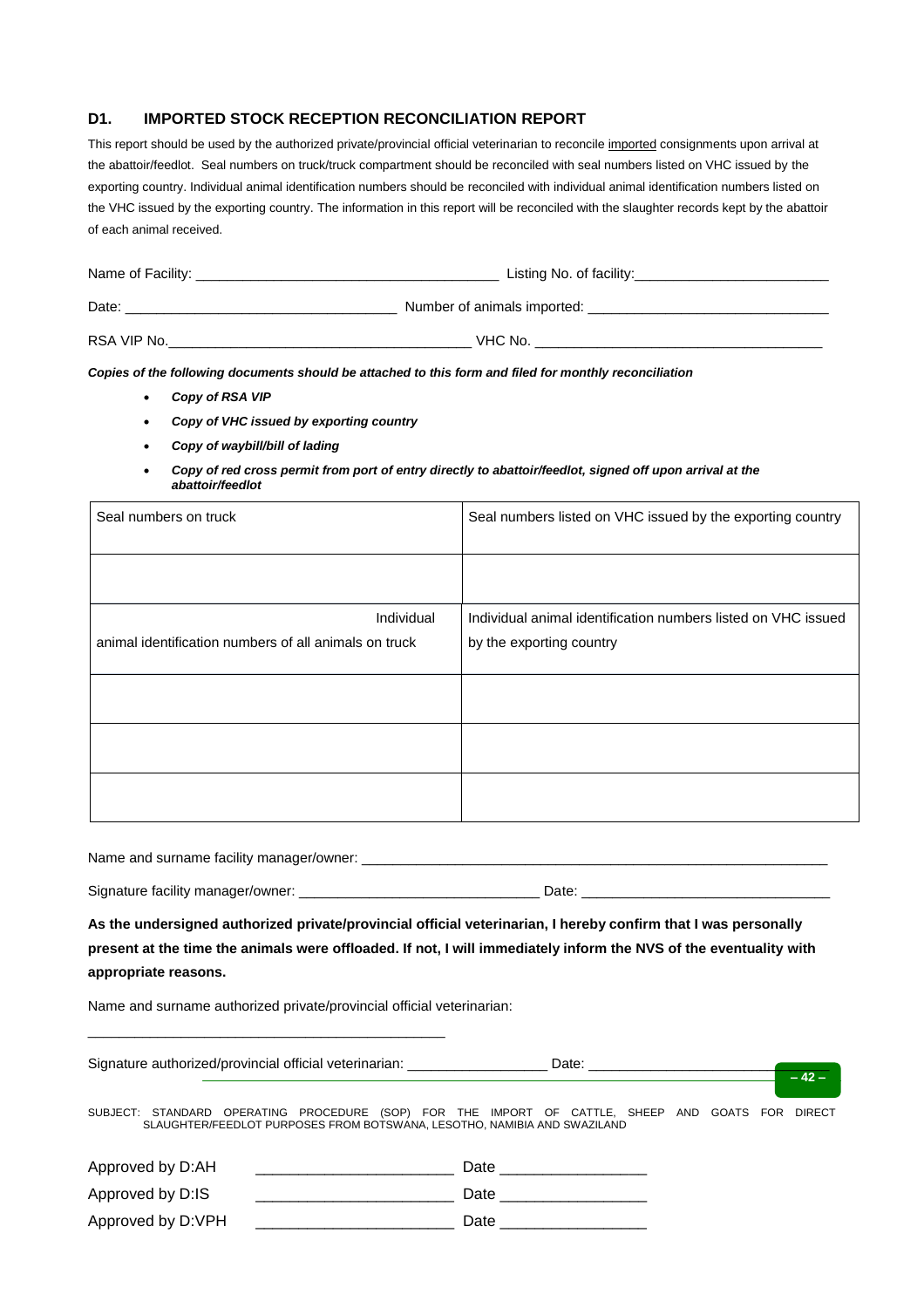## D1. IMPORTED STOCK RECEPTION RECONCILIATION REPORT

This report should be used by the authorized private/provincial official veterinarian to reconcile imported consignments upon arrival at the abattoir/feedlot. Seal numbers on truck/truck compartment should be reconciled with seal numbers listed on VHC issued by the exporting country. Individual animal identification numbers should be reconciled with individual animal identification numbers listed on the VHC issued by the exporting country. The information in this report will be reconciled with the slaughter records kept by the abattoir of each animal received.

Name of Facility: ______________________________________ Listing No. of facility:________________________

Date: __________________________________ Number of animals imported: ______________________________

RSA VIP No.______________________________________ VHC No. ____________________________________

***Copies of the following documents should be attached to this form and filed for monthly reconciliation***

- ***Copy of RSA VIP***
- ***Copy of VHC issued by exporting country***
- ***Copy of waybill/bill of lading***
- ***Copy of red cross permit from port of entry directly to abattoir/feedlot, signed off upon arrival at the abattoir/feedlot***

| Seal numbers on truck | Seal numbers listed on VHC issued by the exporting country |
|---|---|
| | |
| Individual animal identification numbers of all animals on truck | Individual animal identification numbers listed on VHC issued by the exporting country |
| | |
| | |
| | |

Name and surname facility manager/owner: ___________________________________________________________

Signature facility manager/owner: ______________________________ Date: _______________________________

**As the undersigned authorized private/provincial official veterinarian, I hereby confirm that I was personally present at the time the animals were offloaded. If not, I will immediately inform the NVS of the eventuality with appropriate reasons.**

Name and surname authorized private/provincial official veterinarian:

_____________________________________________

Signature authorized/provincial official veterinarian: __________________ Date: _______________________

SUBJECT: STANDARD OPERATING PROCEDURE (SOP) FOR THE IMPORT OF CATTLE, SHEEP AND GOATS FOR DIRECT SLAUGHTER/FEEDLOT PURPOSES FROM BOTSWANA, LESOTHO, NAMIBIA AND SWAZILAND

Approved by D:AH _______________________ Date _________________

Approved by D:IS _______________________ Date _________________

Approved by D:VPH _______________________ Date _________________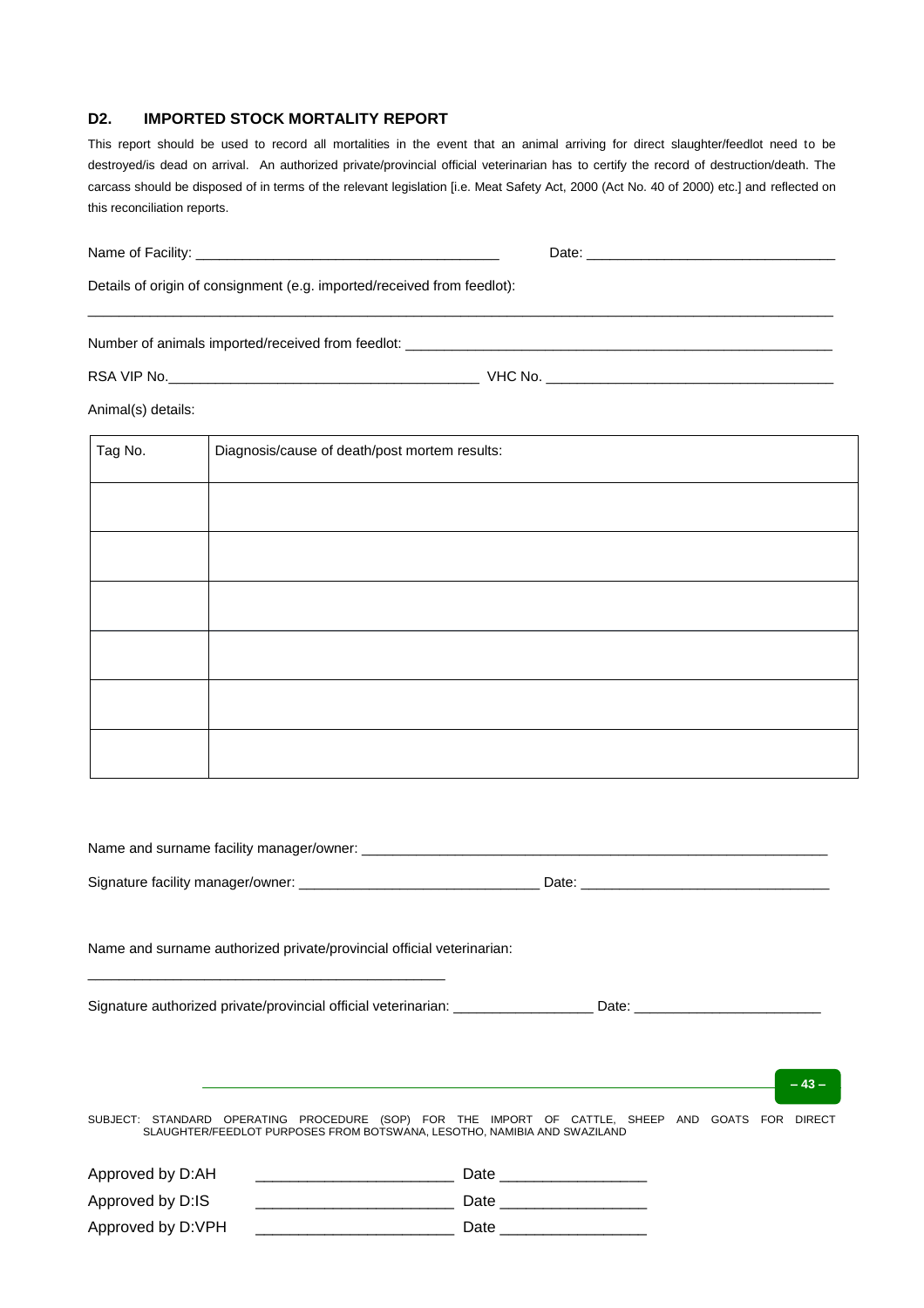## D2. IMPORTED STOCK MORTALITY REPORT

This report should be used to record all mortalities in the event that an animal arriving for direct slaughter/feedlot need to be destroyed/is dead on arrival. An authorized private/provincial official veterinarian has to certify the record of destruction/death. The carcass should be disposed of in terms of the relevant legislation [i.e. Meat Safety Act, 2000 (Act No. 40 of 2000) etc.] and reflected on this reconciliation reports.

Name of Facility: ______________________________________ Date: _______________________________

Details of origin of consignment (e.g. imported/received from feedlot):

_____________________________________________________________________________________________

Number of animals imported/received from feedlot: _____________________________________________________

RSA VIP No.________________________________________ VHC No. ____________________________________

Animal(s) details:

| Tag No. | Diagnosis/cause of death/post mortem results: |
|---|---|
| | |
| | |
| | |
| | |
| | |
| | |

Name and surname facility manager/owner: ______________________________________________________________

Signature facility manager/owner: ______________________________ Date: _______________________________

Name and surname authorized private/provincial official veterinarian:

_____________________________________________

Signature authorized private/provincial official veterinarian: _________________ Date: _______________________

SUBJECT: STANDARD OPERATING PROCEDURE (SOP) FOR THE IMPORT OF CATTLE, SHEEP AND GOATS FOR DIRECT SLAUGHTER/FEEDLOT PURPOSES FROM BOTSWANA, LESOTHO, NAMIBIA AND SWAZILAND

Approved by D:AH _______________________ Date _________________

Approved by D:IS _______________________ Date _________________

Approved by D:VPH _______________________ Date _________________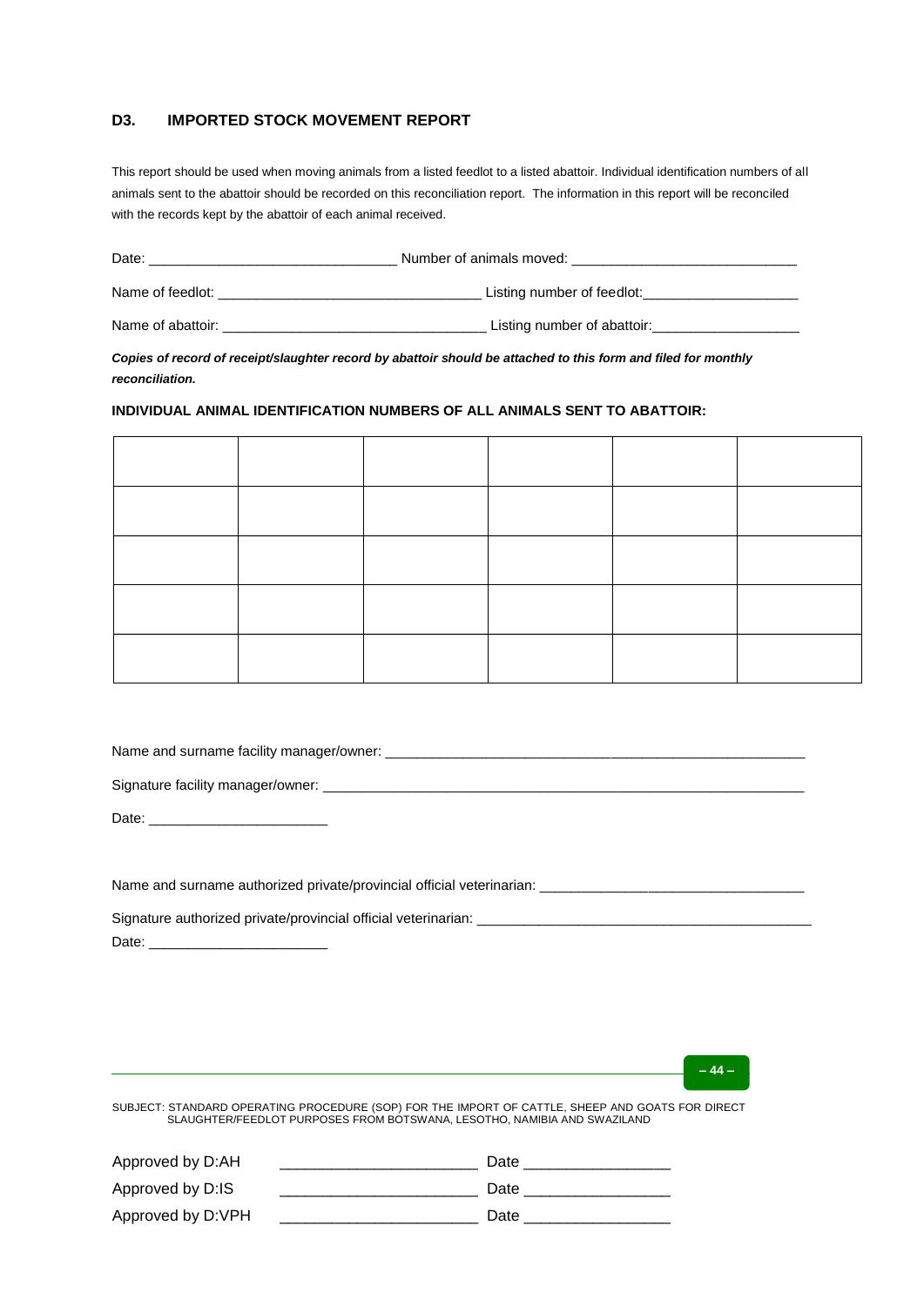## D3. IMPORTED STOCK MOVEMENT REPORT

This report should be used when moving animals from a listed feedlot to a listed abattoir. Individual identification numbers of all animals sent to the abattoir should be recorded on this reconciliation report. The information in this report will be reconciled with the records kept by the abattoir of each animal received.

Date: _______________________________ Number of animals moved: ____________________________

Name of feedlot: _________________________________ Listing number of feedlot:___________________

Name of abattoir: _________________________________ Listing number of abattoir:__________________

***Copies of record of receipt/slaughter record by abattoir should be attached to this form and filed for monthly reconciliation.***

**INDIVIDUAL ANIMAL IDENTIFICATION NUMBERS OF ALL ANIMALS SENT TO ABATTOIR:**

| | | | | | |
|---|---|---|---|---|---|
| | | | | | |
| | | | | | |
| | | | | | |
| | | | | | |
| | | | | | |

Name and surname facility manager/owner: _______________________________________________________

Signature facility manager/owner: _______________________________________________________________

Date: ______________________

Name and surname authorized private/provincial official veterinarian: _________________________________

Signature authorized private/provincial official veterinarian: __________________________________________

Date: ______________________

SUBJECT: STANDARD OPERATING PROCEDURE (SOP) FOR THE IMPORT OF CATTLE, SHEEP AND GOATS FOR DIRECT SLAUGHTER/FEEDLOT PURPOSES FROM BOTSWANA, LESOTHO, NAMIBIA AND SWAZILAND

Approved by D:AH ______________________ Date ________________

Approved by D:IS ______________________ Date ________________

Approved by D:VPH ______________________ Date ________________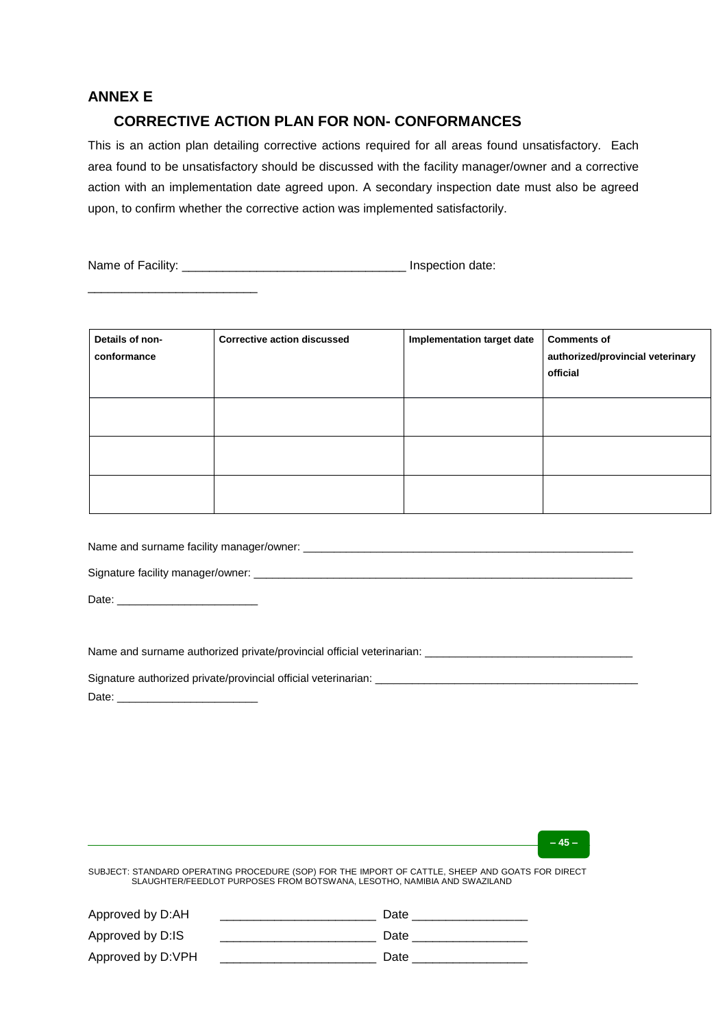## ANNEX E

### CORRECTIVE ACTION PLAN FOR NON- CONFORMANCES

This is an action plan detailing corrective actions required for all areas found unsatisfactory. Each area found to be unsatisfactory should be discussed with the facility manager/owner and a corrective action with an implementation date agreed upon. A secondary inspection date must also be agreed upon, to confirm whether the corrective action was implemented satisfactorily.

Name of Facility: ________________________________ Inspection date: ________________________

| Details of non-conformance | Corrective action discussed | Implementation target date | Comments of authorized/provincial veterinary official |
|---|---|---|---|
| | | | |
| | | | |
| | | | |

Name and surname facility manager/owner: ______________________________________________________

Signature facility manager/owner: ______________________________________________________________

Date: ______________________

Name and surname authorized private/provincial official veterinarian: ________________________________

Signature authorized private/provincial official veterinarian: __________________________________________

Date: ______________________

SUBJECT: STANDARD OPERATING PROCEDURE (SOP) FOR THE IMPORT OF CATTLE, SHEEP AND GOATS FOR DIRECT SLAUGHTER/FEEDLOT PURPOSES FROM BOTSWANA, LESOTHO, NAMIBIA AND SWAZILAND

Approved by D:AH ______________________ Date ________________

Approved by D:IS ______________________ Date ________________

Approved by D:VPH ______________________ Date ________________